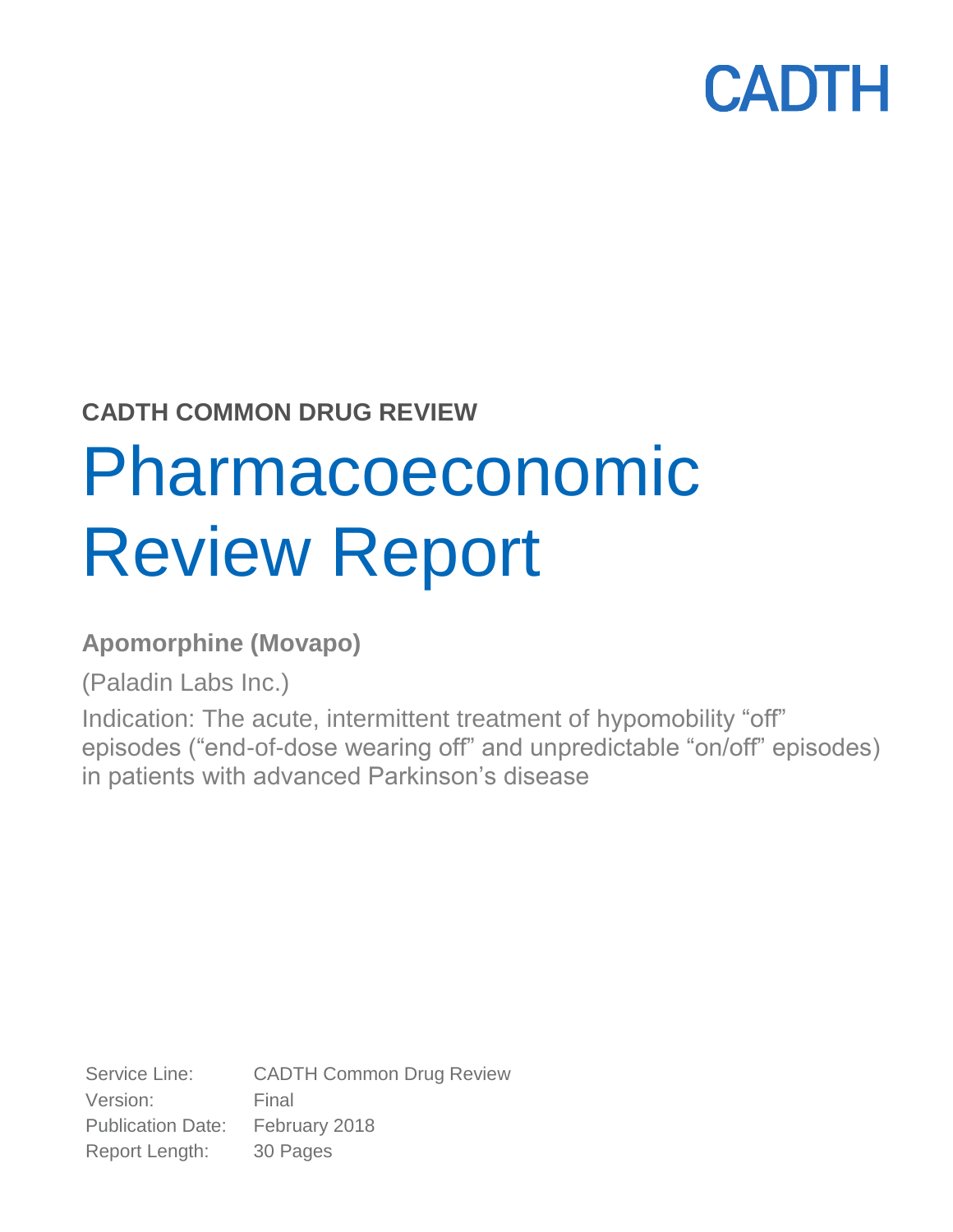CADTH

**CADTH COMMON DRUG REVIEW**

# Pharmacoeconomic Review Report

**Apomorphine (Movapo)**

(Paladin Labs Inc.)

Indication: The acute, intermittent treatment of hypomobility "off" episodes ("end-of-dose wearing off" and unpredictable "on/off" episodes) in patients with advanced Parkinson's disease

Service Line: CADTH Common Drug Review
Version: Final
Publication Date: February 2018
Report Length: 30 Pages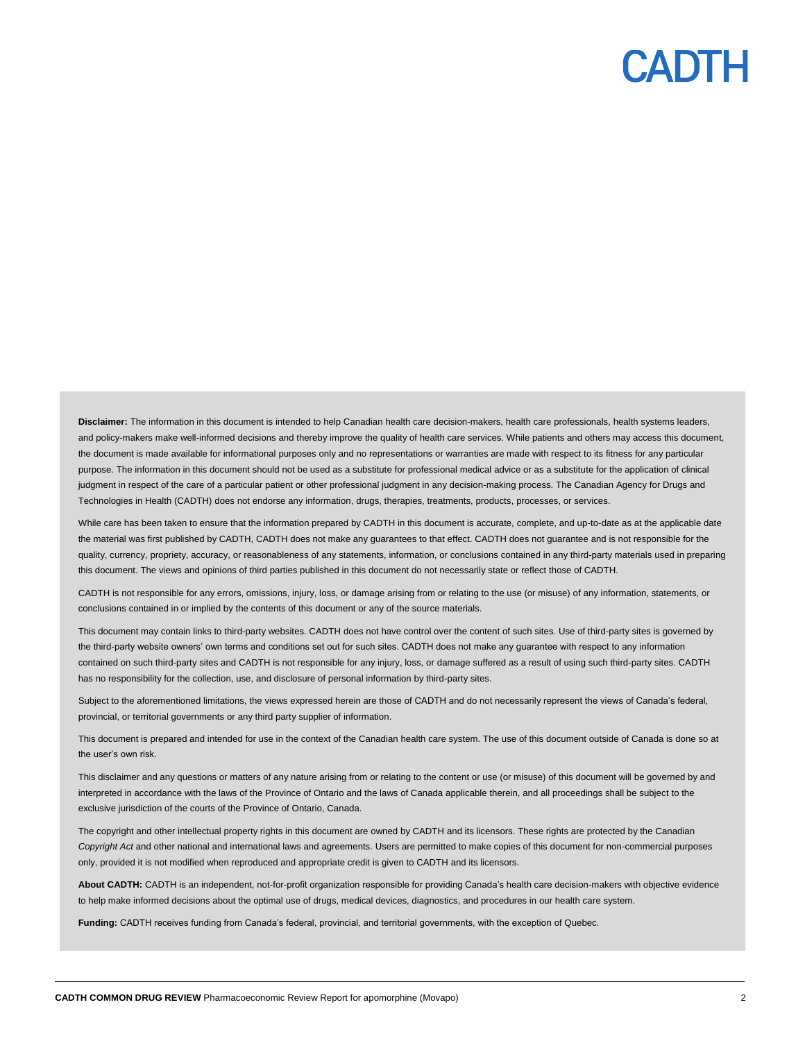**Disclaimer:** The information in this document is intended to help Canadian health care decision-makers, health care professionals, health systems leaders, and policy-makers make well-informed decisions and thereby improve the quality of health care services. While patients and others may access this document, the document is made available for informational purposes only and no representations or warranties are made with respect to its fitness for any particular purpose. The information in this document should not be used as a substitute for professional medical advice or as a substitute for the application of clinical judgment in respect of the care of a particular patient or other professional judgment in any decision-making process. The Canadian Agency for Drugs and Technologies in Health (CADTH) does not endorse any information, drugs, therapies, treatments, products, processes, or services.

While care has been taken to ensure that the information prepared by CADTH in this document is accurate, complete, and up-to-date as at the applicable date the material was first published by CADTH, CADTH does not make any guarantees to that effect. CADTH does not guarantee and is not responsible for the quality, currency, propriety, accuracy, or reasonableness of any statements, information, or conclusions contained in any third-party materials used in preparing this document. The views and opinions of third parties published in this document do not necessarily state or reflect those of CADTH.

CADTH is not responsible for any errors, omissions, injury, loss, or damage arising from or relating to the use (or misuse) of any information, statements, or conclusions contained in or implied by the contents of this document or any of the source materials.

This document may contain links to third-party websites. CADTH does not have control over the content of such sites. Use of third-party sites is governed by the third-party website owners' own terms and conditions set out for such sites. CADTH does not make any guarantee with respect to any information contained on such third-party sites and CADTH is not responsible for any injury, loss, or damage suffered as a result of using such third-party sites. CADTH has no responsibility for the collection, use, and disclosure of personal information by third-party sites.

Subject to the aforementioned limitations, the views expressed herein are those of CADTH and do not necessarily represent the views of Canada's federal, provincial, or territorial governments or any third party supplier of information.

This document is prepared and intended for use in the context of the Canadian health care system. The use of this document outside of Canada is done so at the user's own risk.

This disclaimer and any questions or matters of any nature arising from or relating to the content or use (or misuse) of this document will be governed by and interpreted in accordance with the laws of the Province of Ontario and the laws of Canada applicable therein, and all proceedings shall be subject to the exclusive jurisdiction of the courts of the Province of Ontario, Canada.

The copyright and other intellectual property rights in this document are owned by CADTH and its licensors. These rights are protected by the Canadian *Copyright Act* and other national and international laws and agreements. Users are permitted to make copies of this document for non-commercial purposes only, provided it is not modified when reproduced and appropriate credit is given to CADTH and its licensors.

**About CADTH:** CADTH is an independent, not-for-profit organization responsible for providing Canada's health care decision-makers with objective evidence to help make informed decisions about the optimal use of drugs, medical devices, diagnostics, and procedures in our health care system.

**Funding:** CADTH receives funding from Canada's federal, provincial, and territorial governments, with the exception of Quebec.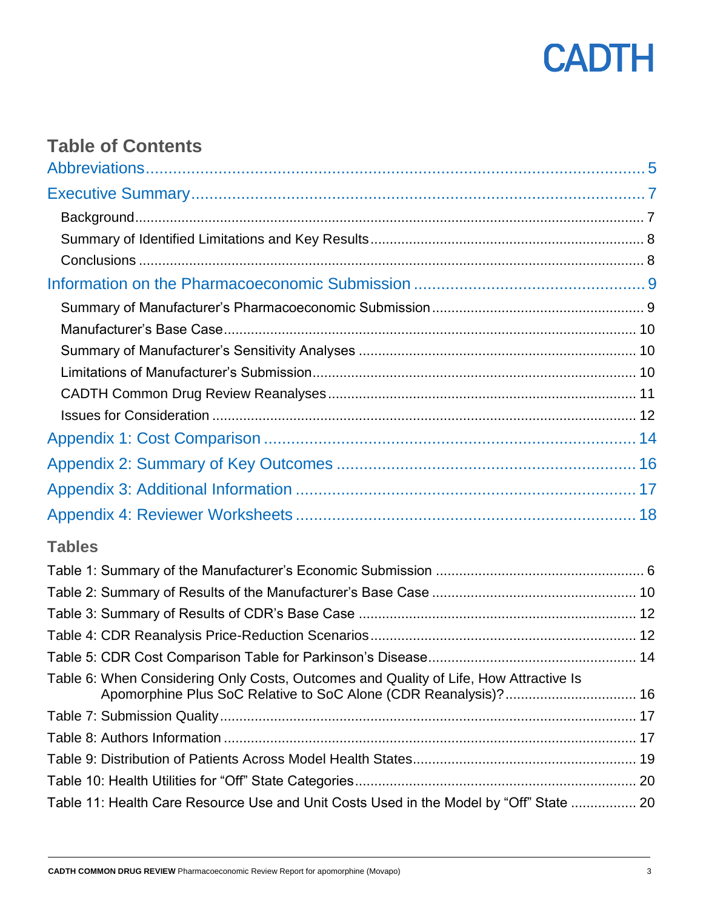## Table of Contents

Abbreviations ..... 5

Executive Summary ..... 7

- Background ..... 7
- Summary of Identified Limitations and Key Results ..... 8
- Conclusions ..... 8

Information on the Pharmacoeconomic Submission ..... 9

- Summary of Manufacturer's Pharmacoeconomic Submission ..... 9
- Manufacturer's Base Case ..... 10
- Summary of Manufacturer's Sensitivity Analyses ..... 10
- Limitations of Manufacturer's Submission ..... 10
- CADTH Common Drug Review Reanalyses ..... 11
- Issues for Consideration ..... 12

Appendix 1: Cost Comparison ..... 14

Appendix 2: Summary of Key Outcomes ..... 16

Appendix 3: Additional Information ..... 17

Appendix 4: Reviewer Worksheets ..... 18

### Tables

Table 1: Summary of the Manufacturer's Economic Submission ..... 6

Table 2: Summary of Results of the Manufacturer's Base Case ..... 10

Table 3: Summary of Results of CDR's Base Case ..... 12

Table 4: CDR Reanalysis Price-Reduction Scenarios ..... 12

Table 5: CDR Cost Comparison Table for Parkinson's Disease ..... 14

Table 6: When Considering Only Costs, Outcomes and Quality of Life, How Attractive Is Apomorphine Plus SoC Relative to SoC Alone (CDR Reanalysis)? ..... 16

Table 7: Submission Quality ..... 17

Table 8: Authors Information ..... 17

Table 9: Distribution of Patients Across Model Health States ..... 19

Table 10: Health Utilities for "Off" State Categories ..... 20

Table 11: Health Care Resource Use and Unit Costs Used in the Model by "Off" State ..... 20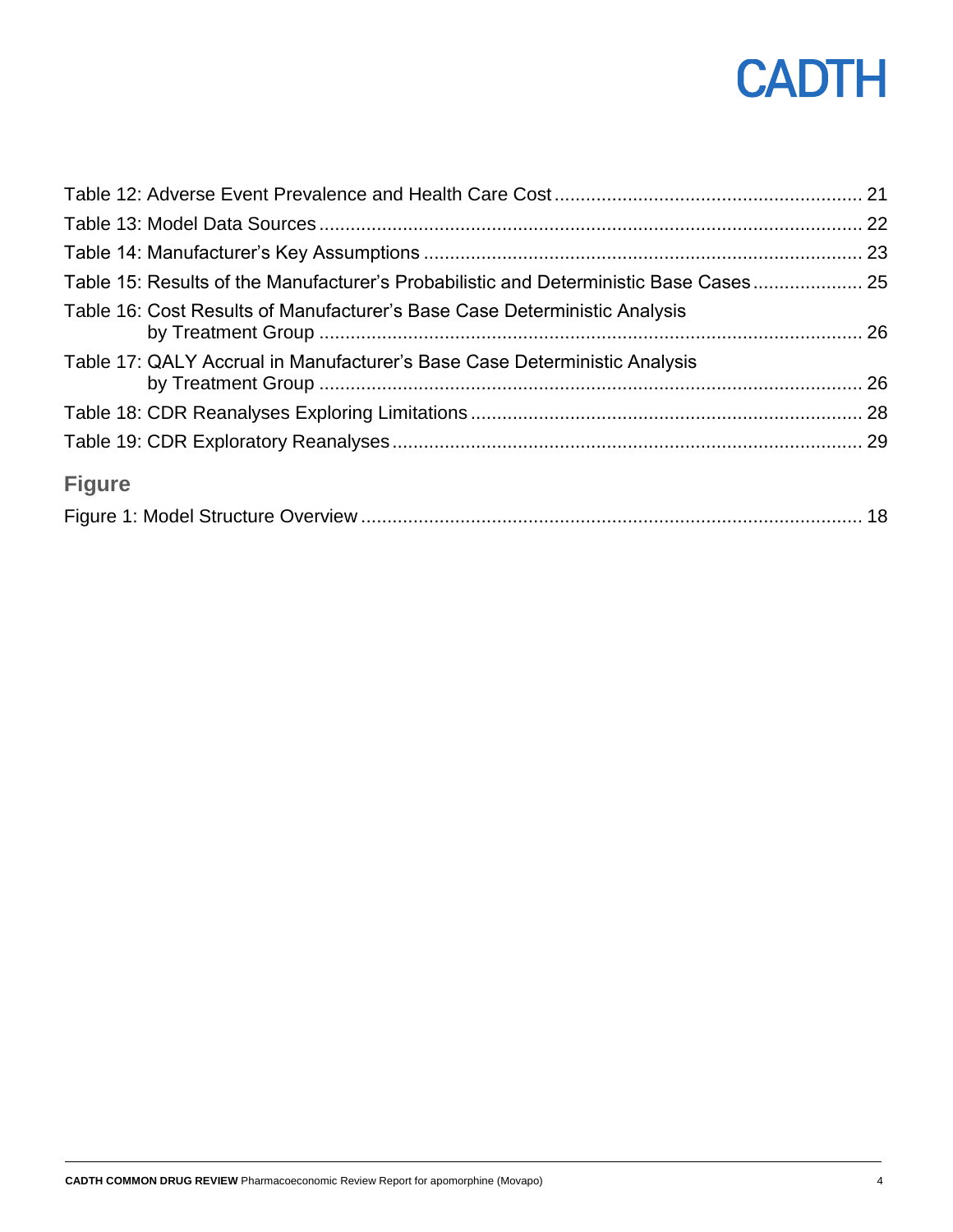Table 12: Adverse Event Prevalence and Health Care Cost .......... 21

Table 13: Model Data Sources .......... 22

Table 14: Manufacturer's Key Assumptions .......... 23

Table 15: Results of the Manufacturer's Probabilistic and Deterministic Base Cases .......... 25

Table 16: Cost Results of Manufacturer's Base Case Deterministic Analysis by Treatment Group .......... 26

Table 17: QALY Accrual in Manufacturer's Base Case Deterministic Analysis by Treatment Group .......... 26

Table 18: CDR Reanalyses Exploring Limitations .......... 28

Table 19: CDR Exploratory Reanalyses .......... 29

## Figure

Figure 1: Model Structure Overview .......... 18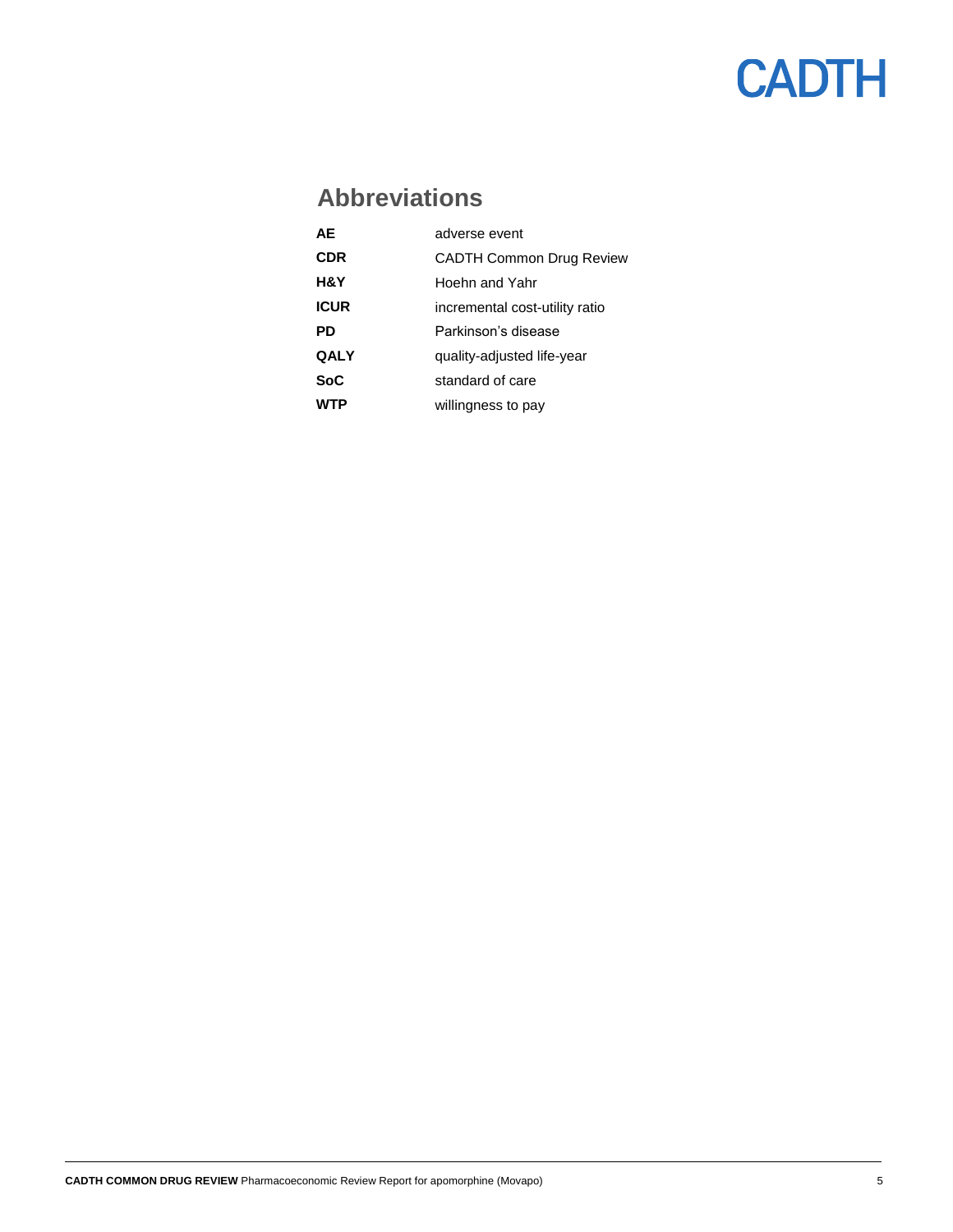## Abbreviations

| | |
|---|---|
| **AE** | adverse event |
| **CDR** | CADTH Common Drug Review |
| **H&Y** | Hoehn and Yahr |
| **ICUR** | incremental cost-utility ratio |
| **PD** | Parkinson's disease |
| **QALY** | quality-adjusted life-year |
| **SoC** | standard of care |
| **WTP** | willingness to pay |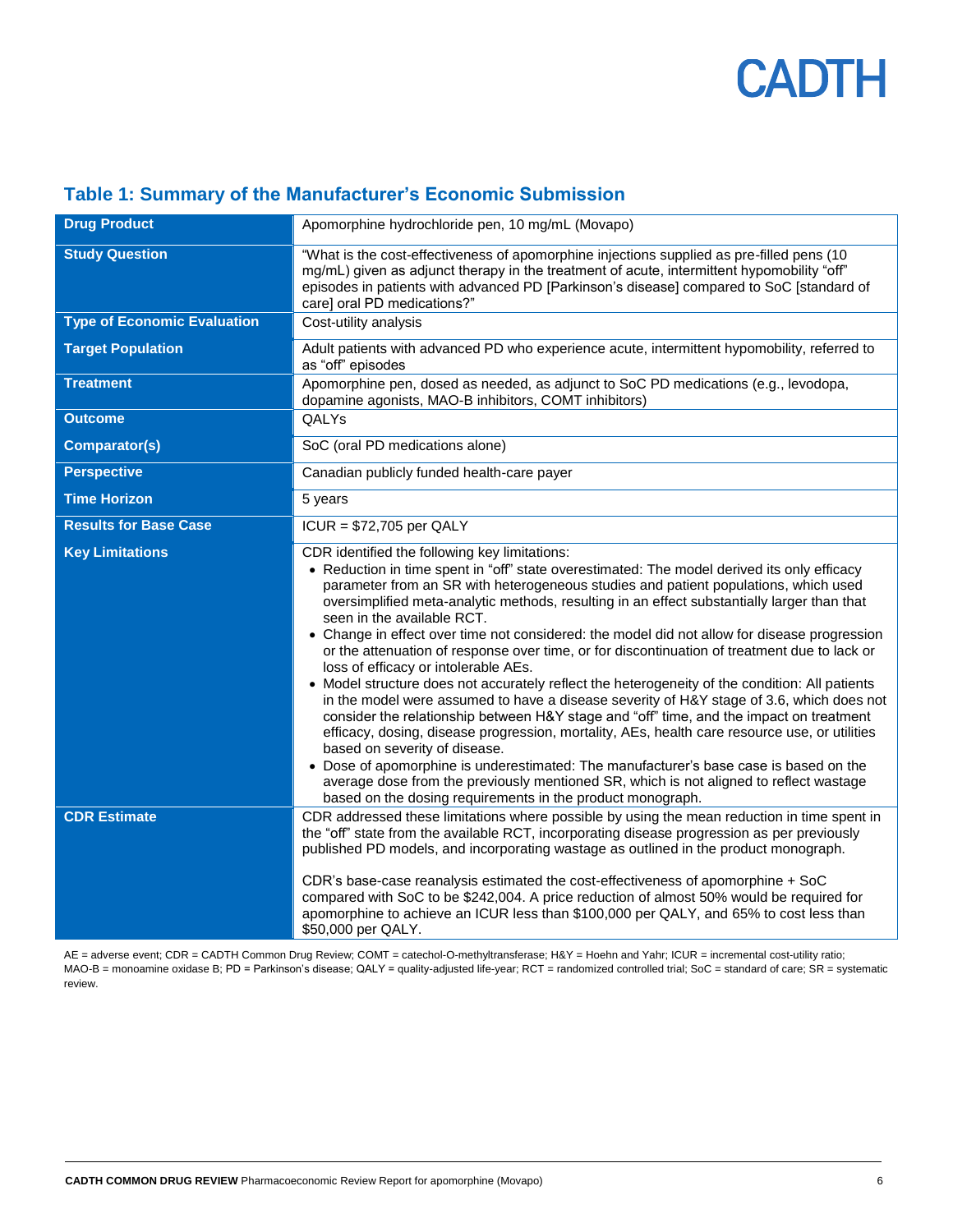## Table 1: Summary of the Manufacturer's Economic Submission

| | |
|---|---|
| **Drug Product** | Apomorphine hydrochloride pen, 10 mg/mL (Movapo) |
| **Study Question** | "What is the cost-effectiveness of apomorphine injections supplied as pre-filled pens (10 mg/mL) given as adjunct therapy in the treatment of acute, intermittent hypomobility "off" episodes in patients with advanced PD [Parkinson's disease] compared to SoC [standard of care] oral PD medications?" |
| **Type of Economic Evaluation** | Cost-utility analysis |
| **Target Population** | Adult patients with advanced PD who experience acute, intermittent hypomobility, referred to as "off" episodes |
| **Treatment** | Apomorphine pen, dosed as needed, as adjunct to SoC PD medications (e.g., levodopa, dopamine agonists, MAO-B inhibitors, COMT inhibitors) |
| **Outcome** | QALYs |
| **Comparator(s)** | SoC (oral PD medications alone) |
| **Perspective** | Canadian publicly funded health-care payer |
| **Time Horizon** | 5 years |
| **Results for Base Case** | ICUR = $72,705 per QALY |
| **Key Limitations** | CDR identified the following key limitations:<br>• Reduction in time spent in "off" state overestimated: The model derived its only efficacy parameter from an SR with heterogeneous studies and patient populations, which used oversimplified meta-analytic methods, resulting in an effect substantially larger than that seen in the available RCT.<br>• Change in effect over time not considered: the model did not allow for disease progression or the attenuation of response over time, or for discontinuation of treatment due to lack or loss of efficacy or intolerable AEs.<br>• Model structure does not accurately reflect the heterogeneity of the condition: All patients in the model were assumed to have a disease severity of H&Y stage of 3.6, which does not consider the relationship between H&Y stage and "off" time, and the impact on treatment efficacy, dosing, disease progression, mortality, AEs, health care resource use, or utilities based on severity of disease.<br>• Dose of apomorphine is underestimated: The manufacturer's base case is based on the average dose from the previously mentioned SR, which is not aligned to reflect wastage based on the dosing requirements in the product monograph. |
| **CDR Estimate** | CDR addressed these limitations where possible by using the mean reduction in time spent in the "off" state from the available RCT, incorporating disease progression as per previously published PD models, and incorporating wastage as outlined in the product monograph.<br><br>CDR's base-case reanalysis estimated the cost-effectiveness of apomorphine + SoC compared with SoC to be $242,004. A price reduction of almost 50% would be required for apomorphine to achieve an ICUR less than $100,000 per QALY, and 65% to cost less than $50,000 per QALY. |

AE = adverse event; CDR = CADTH Common Drug Review; COMT = catechol-O-methyltransferase; H&Y = Hoehn and Yahr; ICUR = incremental cost-utility ratio; MAO-B = monoamine oxidase B; PD = Parkinson's disease; QALY = quality-adjusted life-year; RCT = randomized controlled trial; SoC = standard of care; SR = systematic review.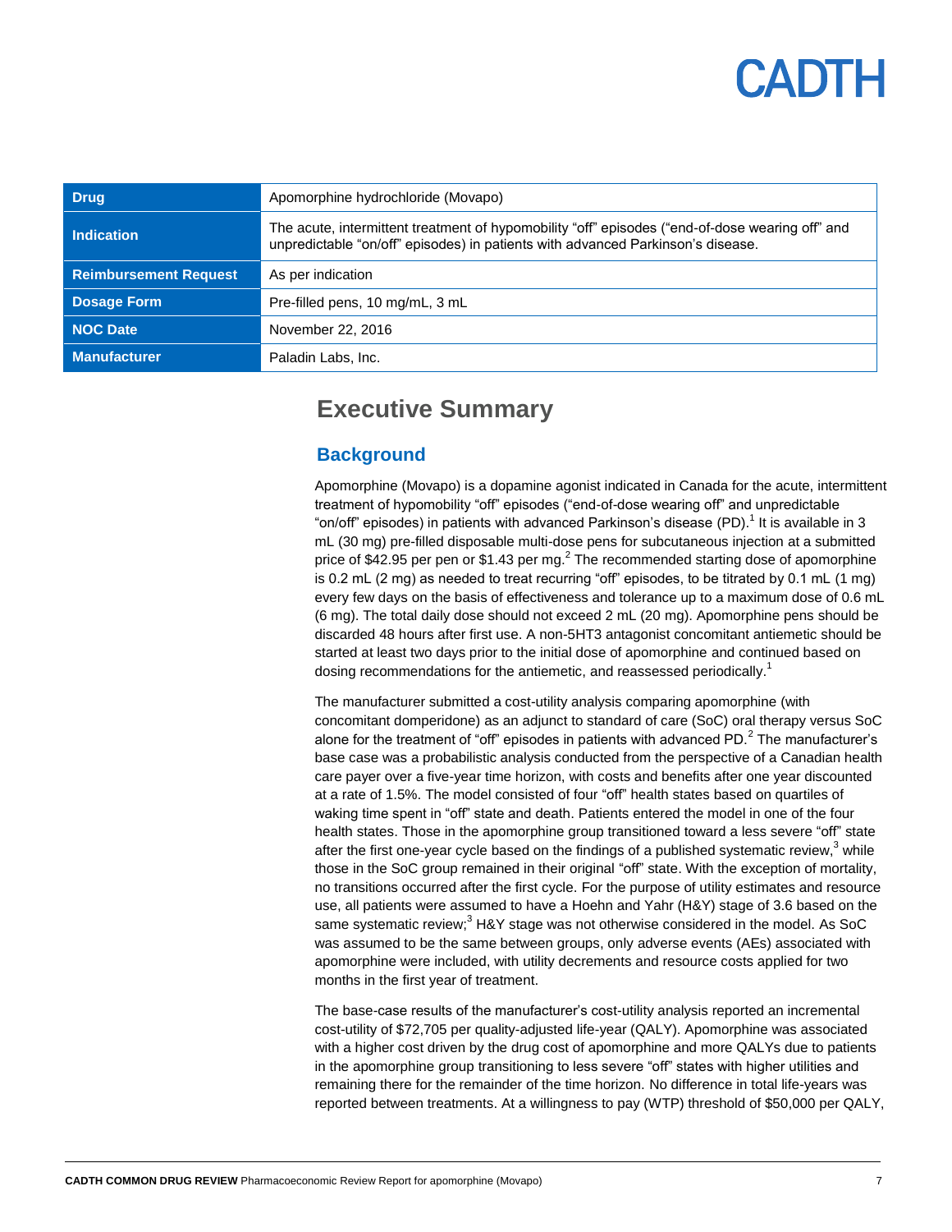| Drug | Apomorphine hydrochloride (Movapo) |
| --- | --- |
| Indication | The acute, intermittent treatment of hypomobility "off" episodes ("end-of-dose wearing off" and unpredictable "on/off" episodes) in patients with advanced Parkinson's disease. |
| Reimbursement Request | As per indication |
| Dosage Form | Pre-filled pens, 10 mg/mL, 3 mL |
| NOC Date | November 22, 2016 |
| Manufacturer | Paladin Labs, Inc. |

# Executive Summary

## Background

Apomorphine (Movapo) is a dopamine agonist indicated in Canada for the acute, intermittent treatment of hypomobility "off" episodes ("end-of-dose wearing off" and unpredictable "on/off" episodes) in patients with advanced Parkinson's disease (PD).[1] It is available in 3 mL (30 mg) pre-filled disposable multi-dose pens for subcutaneous injection at a submitted price of $42.95 per pen or $1.43 per mg.[2] The recommended starting dose of apomorphine is 0.2 mL (2 mg) as needed to treat recurring "off" episodes, to be titrated by 0.1 mL (1 mg) every few days on the basis of effectiveness and tolerance up to a maximum dose of 0.6 mL (6 mg). The total daily dose should not exceed 2 mL (20 mg). Apomorphine pens should be discarded 48 hours after first use. A non-5HT3 antagonist concomitant antiemetic should be started at least two days prior to the initial dose of apomorphine and continued based on dosing recommendations for the antiemetic, and reassessed periodically.[1]

The manufacturer submitted a cost-utility analysis comparing apomorphine (with concomitant domperidone) as an adjunct to standard of care (SoC) oral therapy versus SoC alone for the treatment of "off" episodes in patients with advanced PD.[2] The manufacturer's base case was a probabilistic analysis conducted from the perspective of a Canadian health care payer over a five-year time horizon, with costs and benefits after one year discounted at a rate of 1.5%. The model consisted of four "off" health states based on quartiles of waking time spent in "off" state and death. Patients entered the model in one of the four health states. Those in the apomorphine group transitioned toward a less severe "off" state after the first one-year cycle based on the findings of a published systematic review,[3] while those in the SoC group remained in their original "off" state. With the exception of mortality, no transitions occurred after the first cycle. For the purpose of utility estimates and resource use, all patients were assumed to have a Hoehn and Yahr (H&Y) stage of 3.6 based on the same systematic review;[3] H&Y stage was not otherwise considered in the model. As SoC was assumed to be the same between groups, only adverse events (AEs) associated with apomorphine were included, with utility decrements and resource costs applied for two months in the first year of treatment.

The base-case results of the manufacturer's cost-utility analysis reported an incremental cost-utility of $72,705 per quality-adjusted life-year (QALY). Apomorphine was associated with a higher cost driven by the drug cost of apomorphine and more QALYs due to patients in the apomorphine group transitioning to less severe "off" states with higher utilities and remaining there for the remainder of the time horizon. No difference in total life-years was reported between treatments. At a willingness to pay (WTP) threshold of $50,000 per QALY,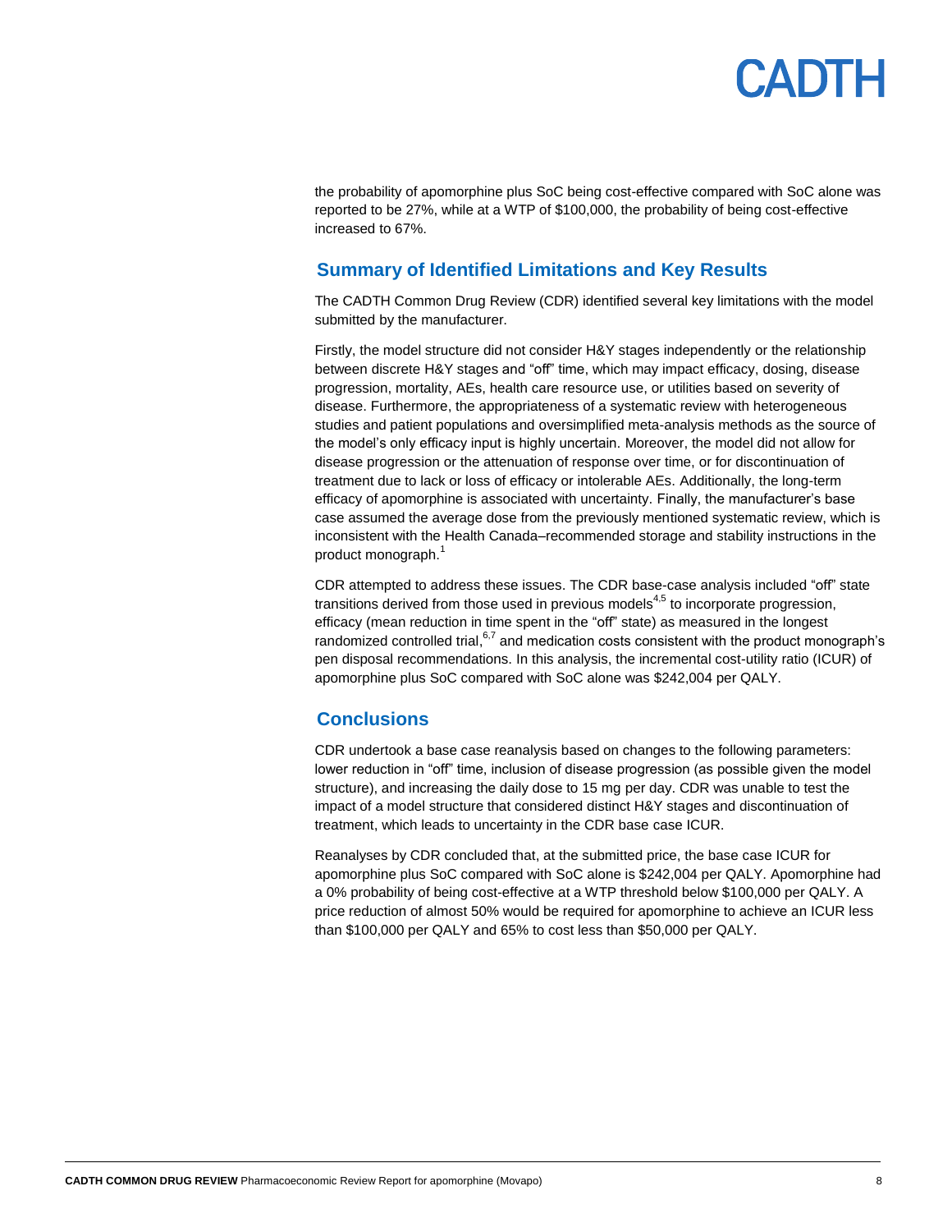the probability of apomorphine plus SoC being cost-effective compared with SoC alone was reported to be 27%, while at a WTP of $100,000, the probability of being cost-effective increased to 67%.

## Summary of Identified Limitations and Key Results

The CADTH Common Drug Review (CDR) identified several key limitations with the model submitted by the manufacturer.

Firstly, the model structure did not consider H&Y stages independently or the relationship between discrete H&Y stages and "off" time, which may impact efficacy, dosing, disease progression, mortality, AEs, health care resource use, or utilities based on severity of disease. Furthermore, the appropriateness of a systematic review with heterogeneous studies and patient populations and oversimplified meta-analysis methods as the source of the model's only efficacy input is highly uncertain. Moreover, the model did not allow for disease progression or the attenuation of response over time, or for discontinuation of treatment due to lack or loss of efficacy or intolerable AEs. Additionally, the long-term efficacy of apomorphine is associated with uncertainty. Finally, the manufacturer's base case assumed the average dose from the previously mentioned systematic review, which is inconsistent with the Health Canada–recommended storage and stability instructions in the product monograph.[1]

CDR attempted to address these issues. The CDR base-case analysis included "off" state transitions derived from those used in previous models[4,5] to incorporate progression, efficacy (mean reduction in time spent in the "off" state) as measured in the longest randomized controlled trial,[6,7] and medication costs consistent with the product monograph's pen disposal recommendations. In this analysis, the incremental cost-utility ratio (ICUR) of apomorphine plus SoC compared with SoC alone was $242,004 per QALY.

## Conclusions

CDR undertook a base case reanalysis based on changes to the following parameters: lower reduction in "off" time, inclusion of disease progression (as possible given the model structure), and increasing the daily dose to 15 mg per day. CDR was unable to test the impact of a model structure that considered distinct H&Y stages and discontinuation of treatment, which leads to uncertainty in the CDR base case ICUR.

Reanalyses by CDR concluded that, at the submitted price, the base case ICUR for apomorphine plus SoC compared with SoC alone is $242,004 per QALY. Apomorphine had a 0% probability of being cost-effective at a WTP threshold below $100,000 per QALY. A price reduction of almost 50% would be required for apomorphine to achieve an ICUR less than $100,000 per QALY and 65% to cost less than $50,000 per QALY.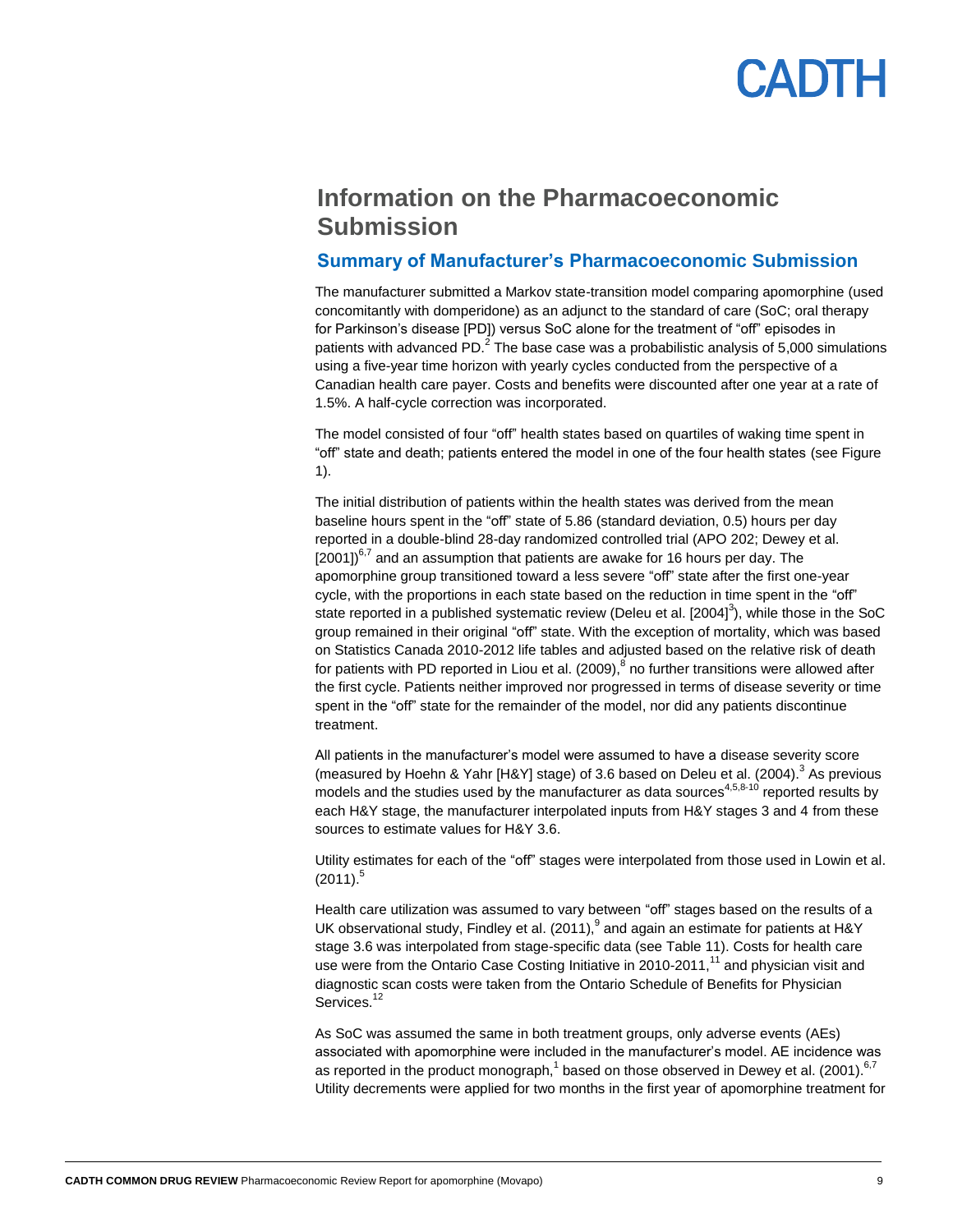# Information on the Pharmacoeconomic Submission

## Summary of Manufacturer's Pharmacoeconomic Submission

The manufacturer submitted a Markov state-transition model comparing apomorphine (used concomitantly with domperidone) as an adjunct to the standard of care (SoC; oral therapy for Parkinson's disease [PD]) versus SoC alone for the treatment of "off" episodes in patients with advanced PD.[2] The base case was a probabilistic analysis of 5,000 simulations using a five-year time horizon with yearly cycles conducted from the perspective of a Canadian health care payer. Costs and benefits were discounted after one year at a rate of 1.5%. A half-cycle correction was incorporated.

The model consisted of four "off" health states based on quartiles of waking time spent in "off" state and death; patients entered the model in one of the four health states (see Figure 1).

The initial distribution of patients within the health states was derived from the mean baseline hours spent in the "off" state of 5.86 (standard deviation, 0.5) hours per day reported in a double-blind 28-day randomized controlled trial (APO 202; Dewey et al. [2001])[6,7] and an assumption that patients are awake for 16 hours per day. The apomorphine group transitioned toward a less severe "off" state after the first one-year cycle, with the proportions in each state based on the reduction in time spent in the "off" state reported in a published systematic review (Deleu et al. [2004][3]), while those in the SoC group remained in their original "off" state. With the exception of mortality, which was based on Statistics Canada 2010-2012 life tables and adjusted based on the relative risk of death for patients with PD reported in Liou et al. (2009),[8] no further transitions were allowed after the first cycle. Patients neither improved nor progressed in terms of disease severity or time spent in the "off" state for the remainder of the model, nor did any patients discontinue treatment.

All patients in the manufacturer's model were assumed to have a disease severity score (measured by Hoehn & Yahr [H&Y] stage) of 3.6 based on Deleu et al. (2004).[3] As previous models and the studies used by the manufacturer as data sources[4,5,8-10] reported results by each H&Y stage, the manufacturer interpolated inputs from H&Y stages 3 and 4 from these sources to estimate values for H&Y 3.6.

Utility estimates for each of the "off" stages were interpolated from those used in Lowin et al. (2011).[5]

Health care utilization was assumed to vary between "off" stages based on the results of a UK observational study, Findley et al. (2011),[9] and again an estimate for patients at H&Y stage 3.6 was interpolated from stage-specific data (see Table 11). Costs for health care use were from the Ontario Case Costing Initiative in 2010-2011,[11] and physician visit and diagnostic scan costs were taken from the Ontario Schedule of Benefits for Physician Services.[12]

As SoC was assumed the same in both treatment groups, only adverse events (AEs) associated with apomorphine were included in the manufacturer's model. AE incidence was as reported in the product monograph,[1] based on those observed in Dewey et al. (2001).[6,7] Utility decrements were applied for two months in the first year of apomorphine treatment for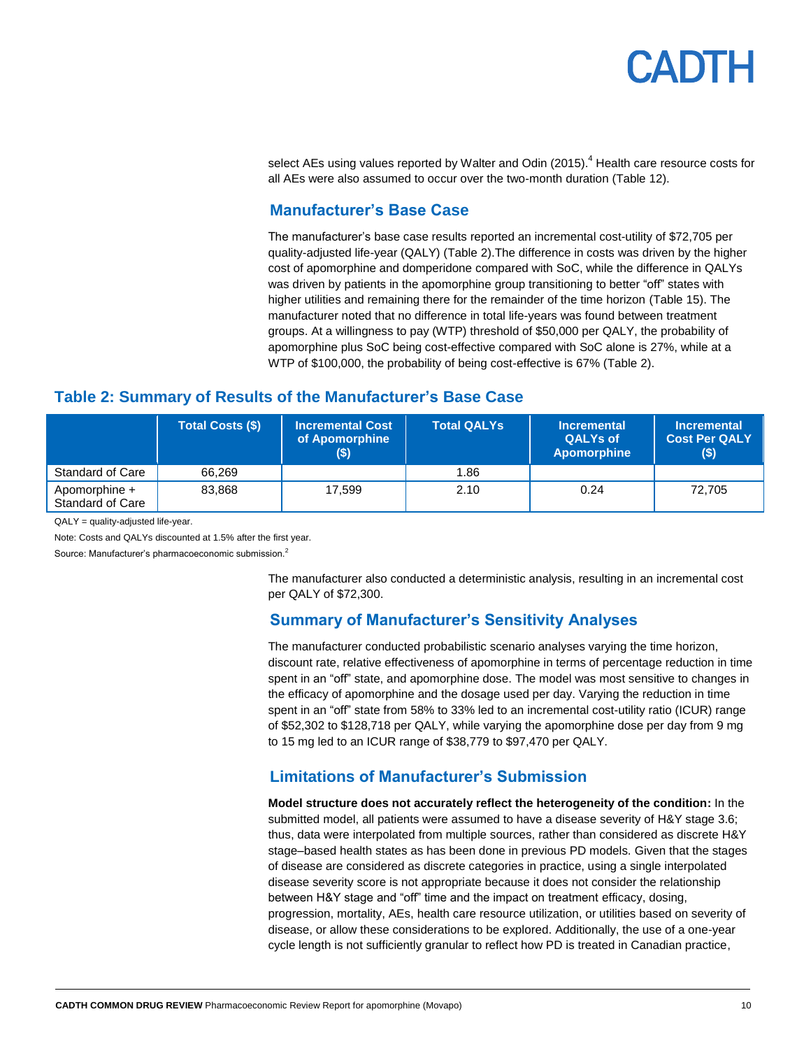select AEs using values reported by Walter and Odin (2015).[4] Health care resource costs for all AEs were also assumed to occur over the two-month duration (Table 12).

## Manufacturer's Base Case

The manufacturer's base case results reported an incremental cost-utility of $72,705 per quality-adjusted life-year (QALY) (Table 2).The difference in costs was driven by the higher cost of apomorphine and domperidone compared with SoC, while the difference in QALYs was driven by patients in the apomorphine group transitioning to better "off" states with higher utilities and remaining there for the remainder of the time horizon (Table 15). The manufacturer noted that no difference in total life-years was found between treatment groups. At a willingness to pay (WTP) threshold of $50,000 per QALY, the probability of apomorphine plus SoC being cost-effective compared with SoC alone is 27%, while at a WTP of $100,000, the probability of being cost-effective is 67% (Table 2).

### Table 2: Summary of Results of the Manufacturer's Base Case

| | Total Costs ($) | Incremental Cost of Apomorphine ($) | Total QALYs | Incremental QALYs of Apomorphine | Incremental Cost Per QALY ($) |
|---|---|---|---|---|---|
| Standard of Care | 66,269 | | 1.86 | | |
| Apomorphine + Standard of Care | 83,868 | 17,599 | 2.10 | 0.24 | 72,705 |

QALY = quality-adjusted life-year.

Note: Costs and QALYs discounted at 1.5% after the first year.

Source: Manufacturer's pharmacoeconomic submission.[2]

The manufacturer also conducted a deterministic analysis, resulting in an incremental cost per QALY of $72,300.

## Summary of Manufacturer's Sensitivity Analyses

The manufacturer conducted probabilistic scenario analyses varying the time horizon, discount rate, relative effectiveness of apomorphine in terms of percentage reduction in time spent in an "off" state, and apomorphine dose. The model was most sensitive to changes in the efficacy of apomorphine and the dosage used per day. Varying the reduction in time spent in an "off" state from 58% to 33% led to an incremental cost-utility ratio (ICUR) range of $52,302 to $128,718 per QALY, while varying the apomorphine dose per day from 9 mg to 15 mg led to an ICUR range of $38,779 to $97,470 per QALY.

## Limitations of Manufacturer's Submission

**Model structure does not accurately reflect the heterogeneity of the condition:** In the submitted model, all patients were assumed to have a disease severity of H&Y stage 3.6; thus, data were interpolated from multiple sources, rather than considered as discrete H&Y stage–based health states as has been done in previous PD models. Given that the stages of disease are considered as discrete categories in practice, using a single interpolated disease severity score is not appropriate because it does not consider the relationship between H&Y stage and "off" time and the impact on treatment efficacy, dosing, progression, mortality, AEs, health care resource utilization, or utilities based on severity of disease, or allow these considerations to be explored. Additionally, the use of a one-year cycle length is not sufficiently granular to reflect how PD is treated in Canadian practice,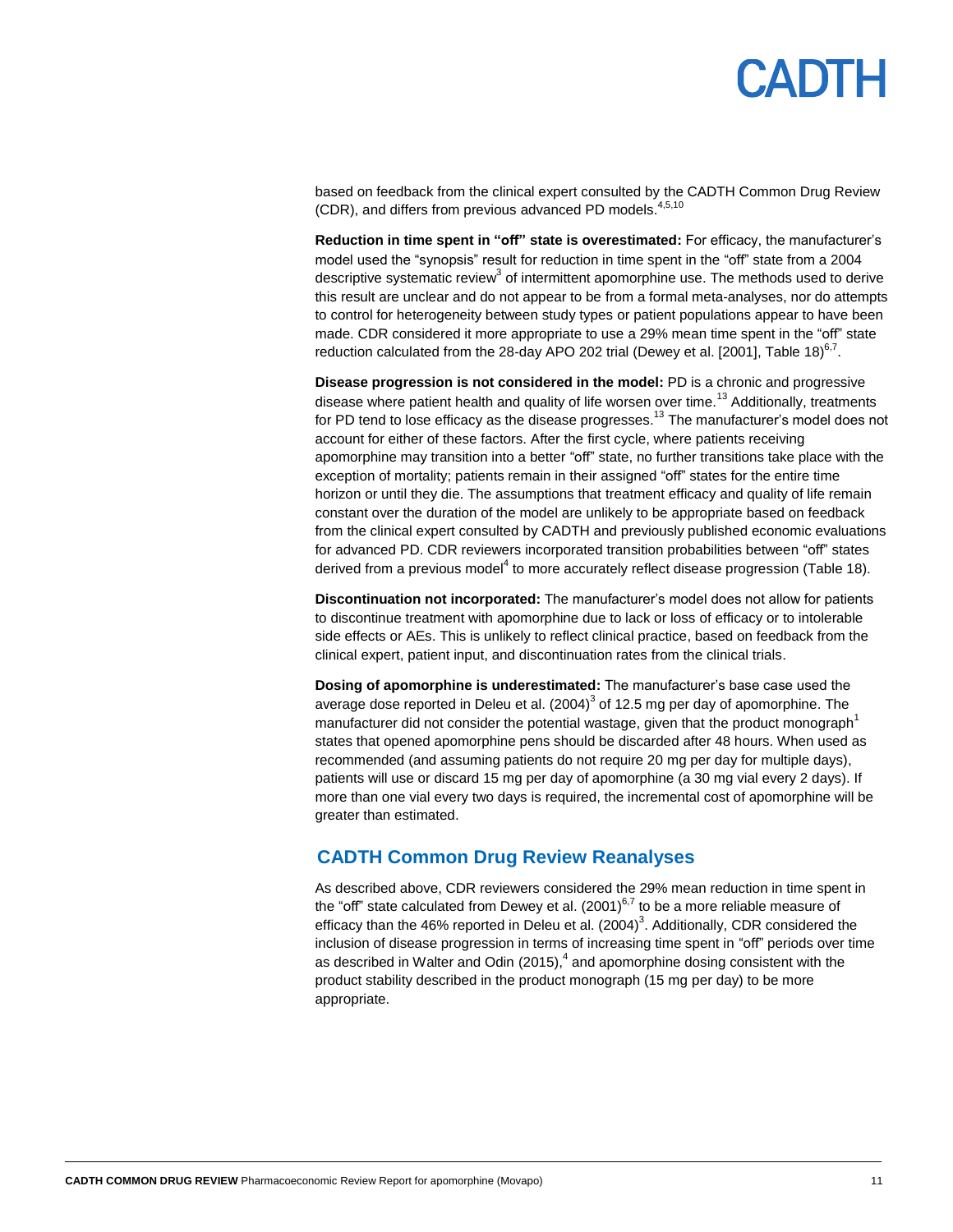based on feedback from the clinical expert consulted by the CADTH Common Drug Review (CDR), and differs from previous advanced PD models.[4,5,10]

**Reduction in time spent in "off" state is overestimated:** For efficacy, the manufacturer's model used the "synopsis" result for reduction in time spent in the "off" state from a 2004 descriptive systematic review[3] of intermittent apomorphine use. The methods used to derive this result are unclear and do not appear to be from a formal meta-analyses, nor do attempts to control for heterogeneity between study types or patient populations appear to have been made. CDR considered it more appropriate to use a 29% mean time spent in the "off" state reduction calculated from the 28-day APO 202 trial (Dewey et al. [2001], Table 18)[6,7].

**Disease progression is not considered in the model:** PD is a chronic and progressive disease where patient health and quality of life worsen over time.[13] Additionally, treatments for PD tend to lose efficacy as the disease progresses.[13] The manufacturer's model does not account for either of these factors. After the first cycle, where patients receiving apomorphine may transition into a better "off" state, no further transitions take place with the exception of mortality; patients remain in their assigned "off" states for the entire time horizon or until they die. The assumptions that treatment efficacy and quality of life remain constant over the duration of the model are unlikely to be appropriate based on feedback from the clinical expert consulted by CADTH and previously published economic evaluations for advanced PD. CDR reviewers incorporated transition probabilities between "off" states derived from a previous model[4] to more accurately reflect disease progression (Table 18).

**Discontinuation not incorporated:** The manufacturer's model does not allow for patients to discontinue treatment with apomorphine due to lack or loss of efficacy or to intolerable side effects or AEs. This is unlikely to reflect clinical practice, based on feedback from the clinical expert, patient input, and discontinuation rates from the clinical trials.

**Dosing of apomorphine is underestimated:** The manufacturer's base case used the average dose reported in Deleu et al. (2004)[3] of 12.5 mg per day of apomorphine. The manufacturer did not consider the potential wastage, given that the product monograph[1] states that opened apomorphine pens should be discarded after 48 hours. When used as recommended (and assuming patients do not require 20 mg per day for multiple days), patients will use or discard 15 mg per day of apomorphine (a 30 mg vial every 2 days). If more than one vial every two days is required, the incremental cost of apomorphine will be greater than estimated.

## CADTH Common Drug Review Reanalyses

As described above, CDR reviewers considered the 29% mean reduction in time spent in the "off" state calculated from Dewey et al. (2001)[6,7] to be a more reliable measure of efficacy than the 46% reported in Deleu et al. (2004)[3]. Additionally, CDR considered the inclusion of disease progression in terms of increasing time spent in "off" periods over time as described in Walter and Odin (2015),[4] and apomorphine dosing consistent with the product stability described in the product monograph (15 mg per day) to be more appropriate.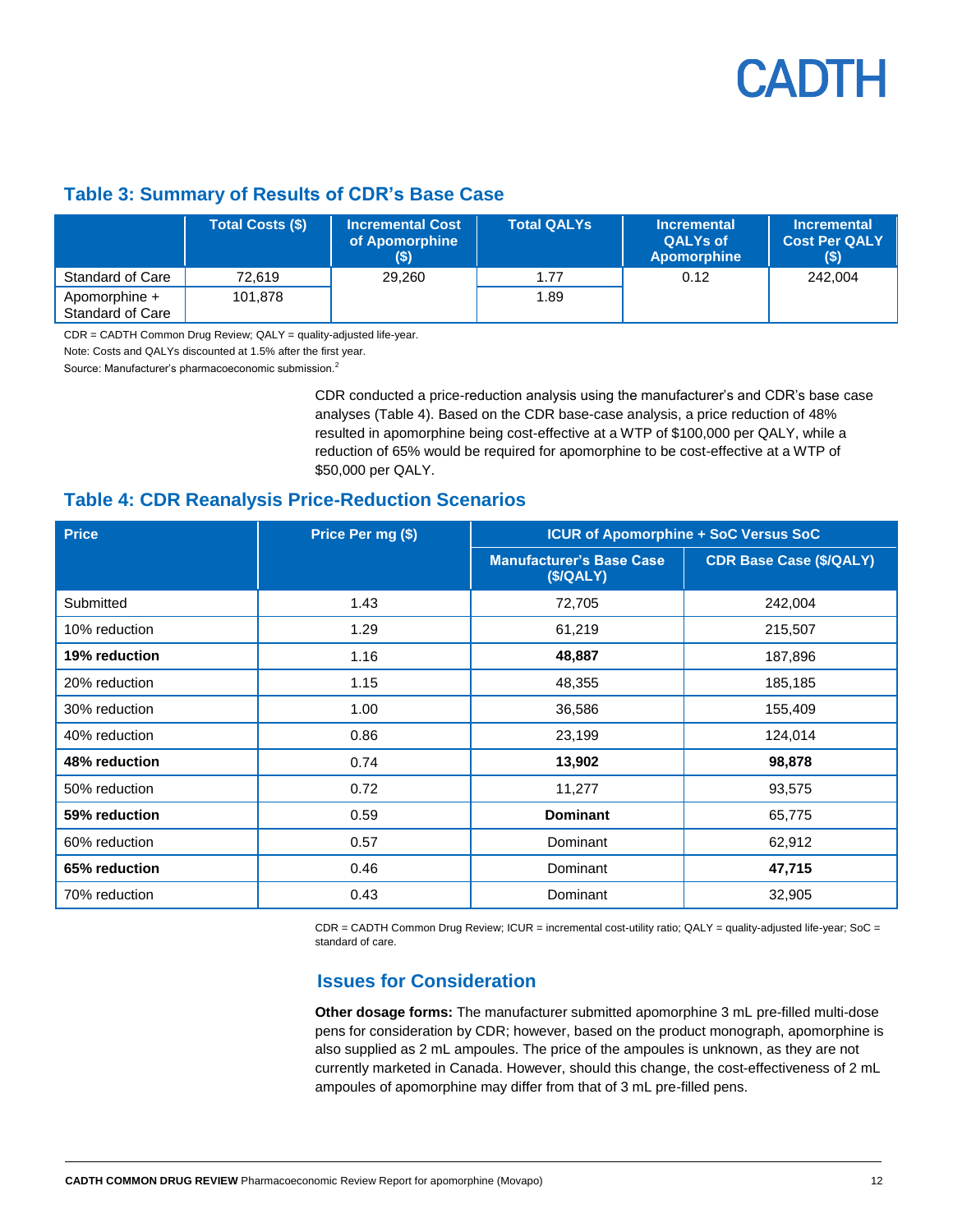## Table 3: Summary of Results of CDR's Base Case

| | Total Costs ($) | Incremental Cost of Apomorphine ($) | Total QALYs | Incremental QALYs of Apomorphine | Incremental Cost Per QALY ($) |
|---|---|---|---|---|---|
| Standard of Care | 72,619 | 29,260 | 1.77 | 0.12 | 242,004 |
| Apomorphine + Standard of Care | 101,878 | | 1.89 | | |

CDR = CADTH Common Drug Review; QALY = quality-adjusted life-year.

Note: Costs and QALYs discounted at 1.5% after the first year.

Source: Manufacturer's pharmacoeconomic submission.[2]

CDR conducted a price-reduction analysis using the manufacturer's and CDR's base case analyses (Table 4). Based on the CDR base-case analysis, a price reduction of 48% resulted in apomorphine being cost-effective at a WTP of $100,000 per QALY, while a reduction of 65% would be required for apomorphine to be cost-effective at a WTP of $50,000 per QALY.

## Table 4: CDR Reanalysis Price-Reduction Scenarios

| Price | Price Per mg ($) | ICUR of Apomorphine + SoC Versus SoC | |
|---|---|---|---|
| | | Manufacturer's Base Case ($/QALY) | CDR Base Case ($/QALY) |
| Submitted | 1.43 | 72,705 | 242,004 |
| 10% reduction | 1.29 | 61,219 | 215,507 |
| **19% reduction** | 1.16 | **48,887** | 187,896 |
| 20% reduction | 1.15 | 48,355 | 185,185 |
| 30% reduction | 1.00 | 36,586 | 155,409 |
| 40% reduction | 0.86 | 23,199 | 124,014 |
| **48% reduction** | 0.74 | **13,902** | **98,878** |
| 50% reduction | 0.72 | 11,277 | 93,575 |
| **59% reduction** | 0.59 | **Dominant** | 65,775 |
| 60% reduction | 0.57 | Dominant | 62,912 |
| **65% reduction** | 0.46 | Dominant | **47,715** |
| 70% reduction | 0.43 | Dominant | 32,905 |

CDR = CADTH Common Drug Review; ICUR = incremental cost-utility ratio; QALY = quality-adjusted life-year; SoC = standard of care.

## Issues for Consideration

**Other dosage forms:** The manufacturer submitted apomorphine 3 mL pre-filled multi-dose pens for consideration by CDR; however, based on the product monograph, apomorphine is also supplied as 2 mL ampoules. The price of the ampoules is unknown, as they are not currently marketed in Canada. However, should this change, the cost-effectiveness of 2 mL ampoules of apomorphine may differ from that of 3 mL pre-filled pens.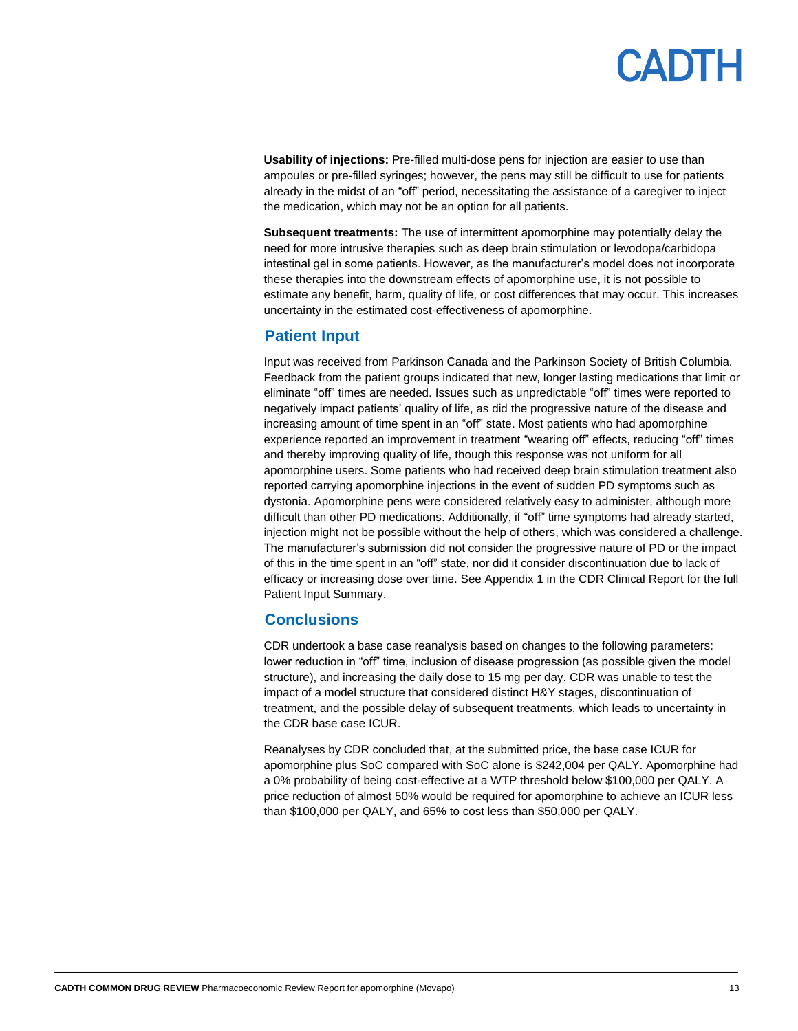**Usability of injections:** Pre-filled multi-dose pens for injection are easier to use than ampoules or pre-filled syringes; however, the pens may still be difficult to use for patients already in the midst of an "off" period, necessitating the assistance of a caregiver to inject the medication, which may not be an option for all patients.

**Subsequent treatments:** The use of intermittent apomorphine may potentially delay the need for more intrusive therapies such as deep brain stimulation or levodopa/carbidopa intestinal gel in some patients. However, as the manufacturer's model does not incorporate these therapies into the downstream effects of apomorphine use, it is not possible to estimate any benefit, harm, quality of life, or cost differences that may occur. This increases uncertainty in the estimated cost-effectiveness of apomorphine.

## Patient Input

Input was received from Parkinson Canada and the Parkinson Society of British Columbia. Feedback from the patient groups indicated that new, longer lasting medications that limit or eliminate "off" times are needed. Issues such as unpredictable "off" times were reported to negatively impact patients' quality of life, as did the progressive nature of the disease and increasing amount of time spent in an "off" state. Most patients who had apomorphine experience reported an improvement in treatment "wearing off" effects, reducing "off" times and thereby improving quality of life, though this response was not uniform for all apomorphine users. Some patients who had received deep brain stimulation treatment also reported carrying apomorphine injections in the event of sudden PD symptoms such as dystonia. Apomorphine pens were considered relatively easy to administer, although more difficult than other PD medications. Additionally, if "off" time symptoms had already started, injection might not be possible without the help of others, which was considered a challenge. The manufacturer's submission did not consider the progressive nature of PD or the impact of this in the time spent in an "off" state, nor did it consider discontinuation due to lack of efficacy or increasing dose over time. See Appendix 1 in the CDR Clinical Report for the full Patient Input Summary.

## Conclusions

CDR undertook a base case reanalysis based on changes to the following parameters: lower reduction in "off" time, inclusion of disease progression (as possible given the model structure), and increasing the daily dose to 15 mg per day. CDR was unable to test the impact of a model structure that considered distinct H&Y stages, discontinuation of treatment, and the possible delay of subsequent treatments, which leads to uncertainty in the CDR base case ICUR.

Reanalyses by CDR concluded that, at the submitted price, the base case ICUR for apomorphine plus SoC compared with SoC alone is $242,004 per QALY. Apomorphine had a 0% probability of being cost-effective at a WTP threshold below $100,000 per QALY. A price reduction of almost 50% would be required for apomorphine to achieve an ICUR less than $100,000 per QALY, and 65% to cost less than $50,000 per QALY.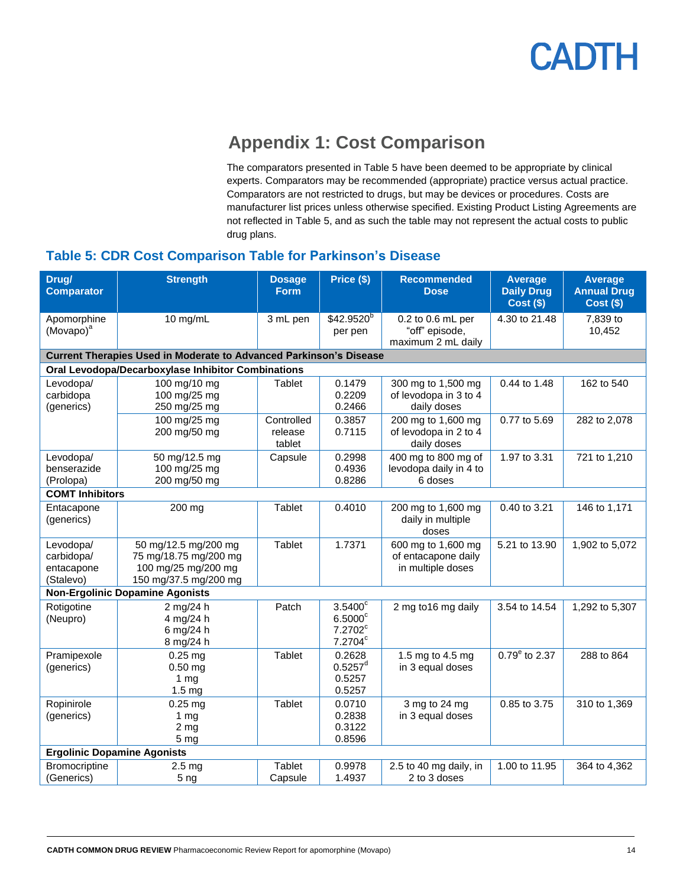## Appendix 1: Cost Comparison

The comparators presented in Table 5 have been deemed to be appropriate by clinical experts. Comparators may be recommended (appropriate) practice versus actual practice. Comparators are not restricted to drugs, but may be devices or procedures. Costs are manufacturer list prices unless otherwise specified. Existing Product Listing Agreements are not reflected in Table 5, and as such the table may not represent the actual costs to public drug plans.

### Table 5: CDR Cost Comparison Table for Parkinson's Disease

| Drug/ Comparator | Strength | Dosage Form | Price ($) | Recommended Dose | Average Daily Drug Cost ($) | Average Annual Drug Cost ($) |
|---|---|---|---|---|---|---|
| Apomorphine (Movapo)[a] | 10 mg/mL | 3 mL pen | $42.9520[b] per pen | 0.2 to 0.6 mL per "off" episode, maximum 2 mL daily | 4.30 to 21.48 | 7,839 to 10,452 |
| **Current Therapies Used in Moderate to Advanced Parkinson's Disease** | | | | | | |
| **Oral Levodopa/Decarboxylase Inhibitor Combinations** | | | | | | |
| Levodopa/ carbidopa (generics) | 100 mg/10 mg<br>100 mg/25 mg<br>250 mg/25 mg | Tablet | 0.1479<br>0.2209<br>0.2466 | 300 mg to 1,500 mg of levodopa in 3 to 4 daily doses | 0.44 to 1.48 | 162 to 540 |
| | 100 mg/25 mg<br>200 mg/50 mg | Controlled release tablet | 0.3857<br>0.7115 | 200 mg to 1,600 mg of levodopa in 2 to 4 daily doses | 0.77 to 5.69 | 282 to 2,078 |
| Levodopa/ benserazide (Prolopa) | 50 mg/12.5 mg<br>100 mg/25 mg<br>200 mg/50 mg | Capsule | 0.2998<br>0.4936<br>0.8286 | 400 mg to 800 mg of levodopa daily in 4 to 6 doses | 1.97 to 3.31 | 721 to 1,210 |
| **COMT Inhibitors** | | | | | | |
| Entacapone (generics) | 200 mg | Tablet | 0.4010 | 200 mg to 1,600 mg daily in multiple doses | 0.40 to 3.21 | 146 to 1,171 |
| Levodopa/ carbidopa/ entacapone (Stalevo) | 50 mg/12.5 mg/200 mg<br>75 mg/18.75 mg/200 mg<br>100 mg/25 mg/200 mg<br>150 mg/37.5 mg/200 mg | Tablet | 1.7371 | 600 mg to 1,600 mg of entacapone daily in multiple doses | 5.21 to 13.90 | 1,902 to 5,072 |
| **Non-Ergolinic Dopamine Agonists** | | | | | | |
| Rotigotine (Neupro) | 2 mg/24 h<br>4 mg/24 h<br>6 mg/24 h<br>8 mg/24 h | Patch | 3.5400[c]<br>6.5000[c]<br>7.2702[c]<br>7.2704[c] | 2 mg to16 mg daily | 3.54 to 14.54 | 1,292 to 5,307 |
| Pramipexole (generics) | 0.25 mg<br>0.50 mg<br>1 mg<br>1.5 mg | Tablet | 0.2628<br>0.5257[d]<br>0.5257<br>0.5257 | 1.5 mg to 4.5 mg in 3 equal doses | 0.79[e] to 2.37 | 288 to 864 |
| Ropinirole (generics) | 0.25 mg<br>1 mg<br>2 mg<br>5 mg | Tablet | 0.0710<br>0.2838<br>0.3122<br>0.8596 | 3 mg to 24 mg in 3 equal doses | 0.85 to 3.75 | 310 to 1,369 |
| **Ergolinic Dopamine Agonists** | | | | | | |
| Bromocriptine (Generics) | 2.5 mg<br>5 ng | Tablet<br>Capsule | 0.9978<br>1.4937 | 2.5 to 40 mg daily, in 2 to 3 doses | 1.00 to 11.95 | 364 to 4,362 |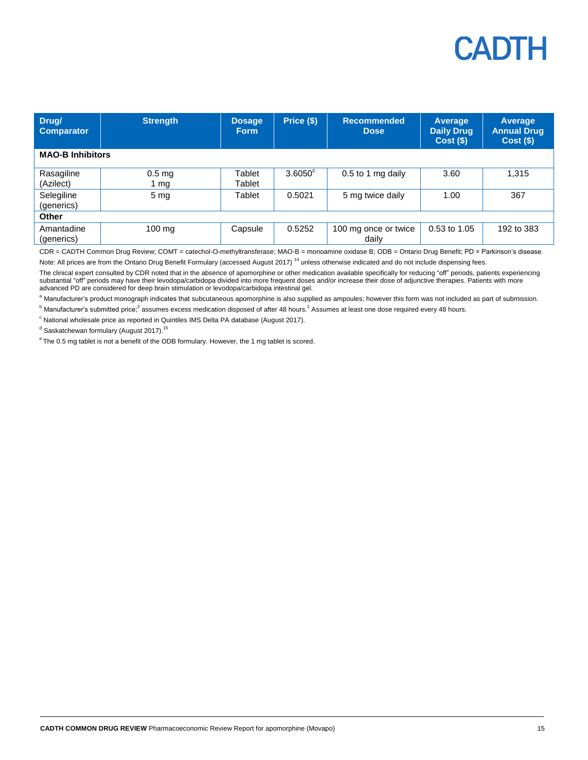| Drug/ Comparator | Strength | Dosage Form | Price ($) | Recommended Dose | Average Daily Drug Cost ($) | Average Annual Drug Cost ($) |
|---|---|---|---|---|---|---|
| **MAO-B Inhibitors** | | | | | | |
| Rasagiline (Azilect) | 0.5 mg<br>1 mg | Tablet<br>Tablet | 3.6050[c] | 0.5 to 1 mg daily | 3.60 | 1,315 |
| Selegiline (generics) | 5 mg | Tablet | 0.5021 | 5 mg twice daily | 1.00 | 367 |
| **Other** | | | | | | |
| Amantadine (generics) | 100 mg | Capsule | 0.5252 | 100 mg once or twice daily | 0.53 to 1.05 | 192 to 383 |

CDR = CADTH Common Drug Review; COMT = catechol-O-methyltransferase; MAO-B = monoamine oxidase B; ODB = Ontario Drug Benefit; PD = Parkinson's disease.

Note: All prices are from the Ontario Drug Benefit Formulary (accessed August 2017) [14] unless otherwise indicated and do not include dispensing fees.

The clinical expert consulted by CDR noted that in the absence of apomorphine or other medication available specifically for reducing "off" periods, patients experiencing substantial "off" periods may have their levodopa/carbidopa divided into more frequent doses and/or increase their dose of adjunctive therapies. Patients with more advanced PD are considered for deep brain stimulation or levodopa/carbidopa intestinal gel.

[a] Manufacturer's product monograph indicates that subcutaneous apomorphine is also supplied as ampoules; however this form was not included as part of submission.

[b] Manufacturer's submitted price;[2] assumes excess medication disposed of after 48 hours.[2] Assumes at least one dose required every 48 hours.

[c] National wholesale price as reported in Quintiles IMS Delta PA database (August 2017).

[d] Saskatchewan formulary (August 2017).[15]

[e] The 0.5 mg tablet is not a benefit of the ODB formulary. However, the 1 mg tablet is scored.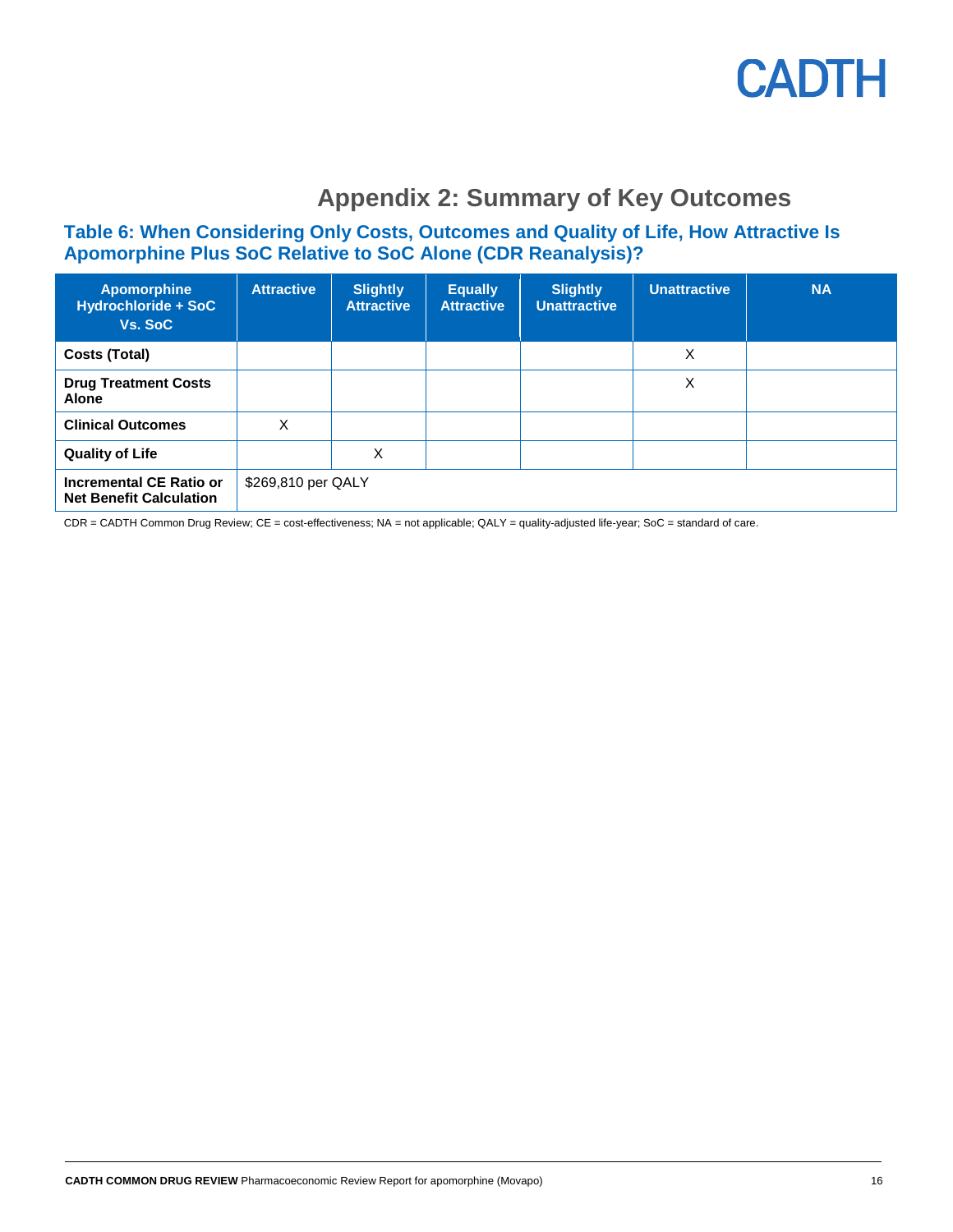# Appendix 2: Summary of Key Outcomes

## Table 6: When Considering Only Costs, Outcomes and Quality of Life, How Attractive Is Apomorphine Plus SoC Relative to SoC Alone (CDR Reanalysis)?

| Apomorphine Hydrochloride + SoC Vs. SoC | Attractive | Slightly Attractive | Equally Attractive | Slightly Unattractive | Unattractive | NA |
|---|---|---|---|---|---|---|
| **Costs (Total)** | | | | | X | |
| **Drug Treatment Costs Alone** | | | | | X | |
| **Clinical Outcomes** | X | | | | | |
| **Quality of Life** | | X | | | | |
| **Incremental CE Ratio or Net Benefit Calculation** | $269,810 per QALY | | | | | |

CDR = CADTH Common Drug Review; CE = cost-effectiveness; NA = not applicable; QALY = quality-adjusted life-year; SoC = standard of care.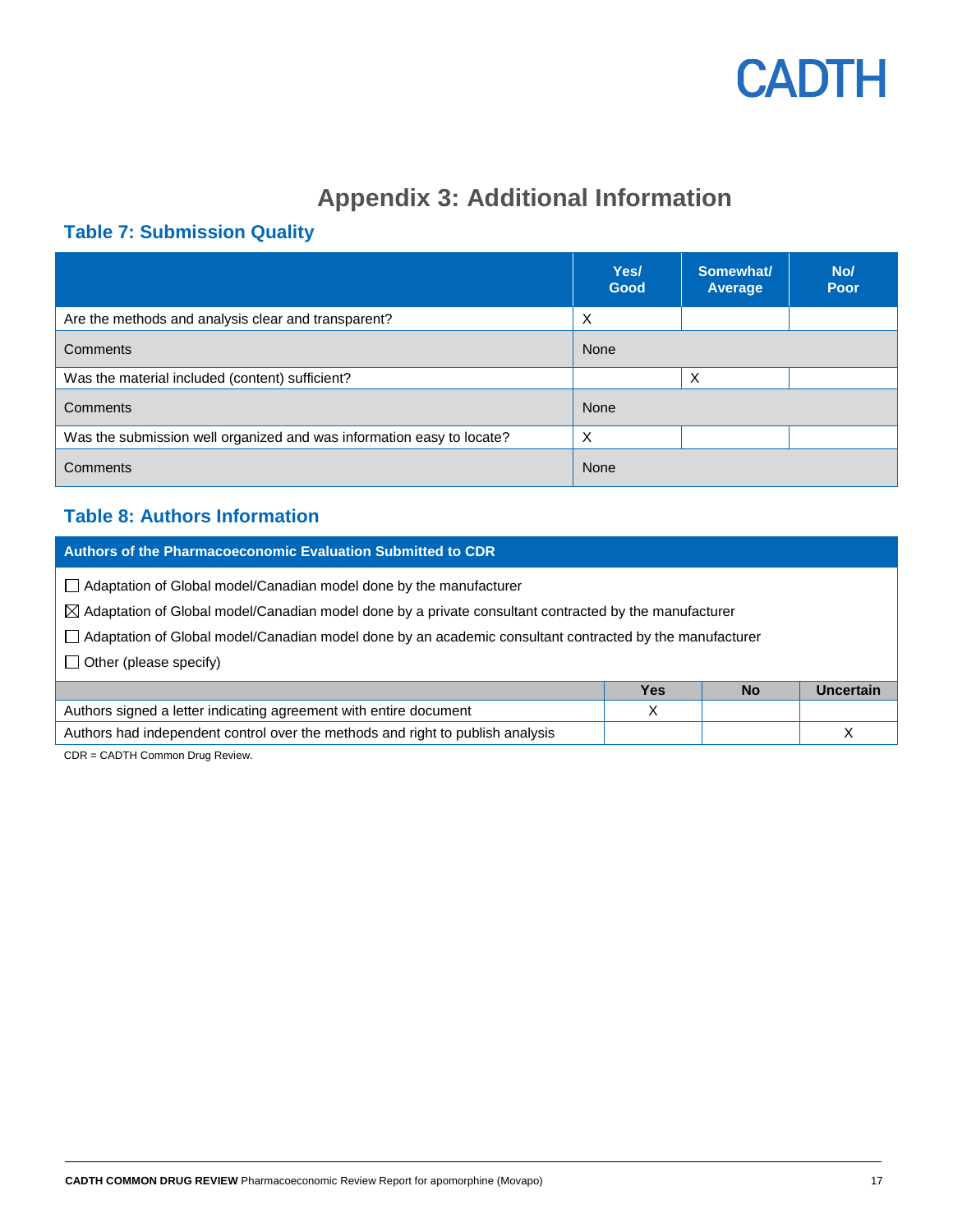# Appendix 3: Additional Information

## Table 7: Submission Quality

| | Yes/ Good | Somewhat/ Average | No/ Poor |
|---|---|---|---|
| Are the methods and analysis clear and transparent? | X | | |
| Comments | None | | |
| Was the material included (content) sufficient? | | X | |
| Comments | None | | |
| Was the submission well organized and was information easy to locate? | X | | |
| Comments | None | | |

## Table 8: Authors Information

**Authors of the Pharmacoeconomic Evaluation Submitted to CDR**

☐ Adaptation of Global model/Canadian model done by the manufacturer

☒ Adaptation of Global model/Canadian model done by a private consultant contracted by the manufacturer

☐ Adaptation of Global model/Canadian model done by an academic consultant contracted by the manufacturer

☐ Other (please specify)

| | Yes | No | Uncertain |
|---|---|---|---|
| Authors signed a letter indicating agreement with entire document | X | | |
| Authors had independent control over the methods and right to publish analysis | | | X |

CDR = CADTH Common Drug Review.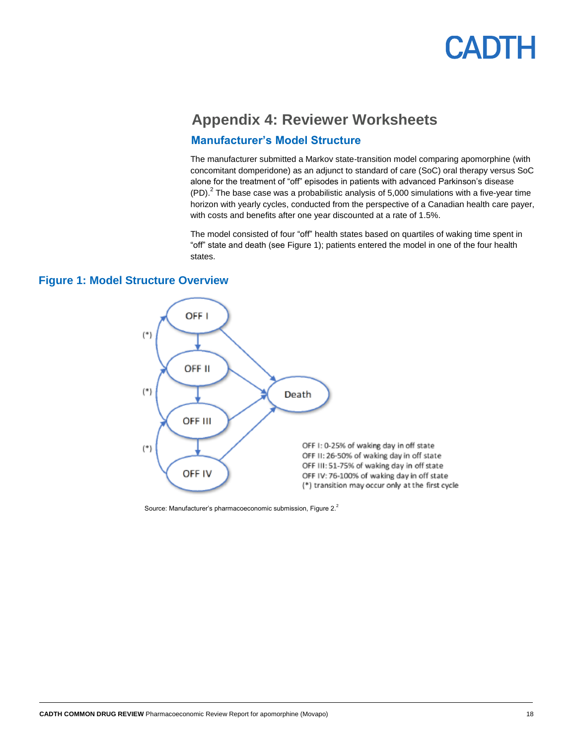# Appendix 4: Reviewer Worksheets

## Manufacturer's Model Structure

The manufacturer submitted a Markov state-transition model comparing apomorphine (with concomitant domperidone) as an adjunct to standard of care (SoC) oral therapy versus SoC alone for the treatment of "off" episodes in patients with advanced Parkinson's disease (PD).[2] The base case was a probabilistic analysis of 5,000 simulations with a five-year time horizon with yearly cycles, conducted from the perspective of a Canadian health care payer, with costs and benefits after one year discounted at a rate of 1.5%.

The model consisted of four "off" health states based on quartiles of waking time spent in "off" state and death (see Figure 1); patients entered the model in one of the four health states.

### Figure 1: Model Structure Overview

OFF I: 0-25% of waking day in off state
OFF II: 26-50% of waking day in off state
OFF III: 51-75% of waking day in off state
OFF IV: 76-100% of waking day in off state
(*) transition may occur only at the first cycle

Source: Manufacturer's pharmacoeconomic submission, Figure 2.[2]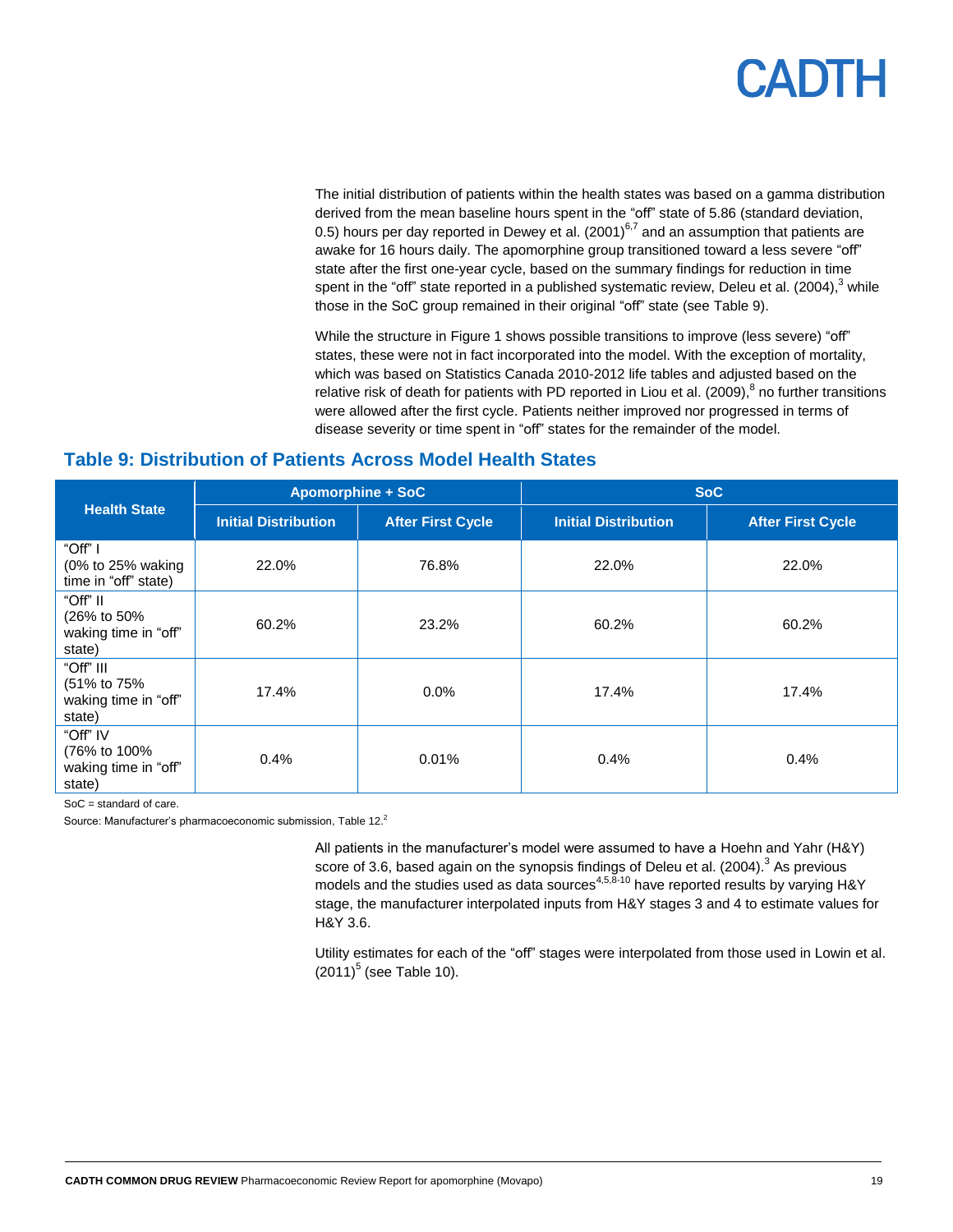The initial distribution of patients within the health states was based on a gamma distribution derived from the mean baseline hours spent in the "off" state of 5.86 (standard deviation, 0.5) hours per day reported in Dewey et al. (2001)[6,7] and an assumption that patients are awake for 16 hours daily. The apomorphine group transitioned toward a less severe "off" state after the first one-year cycle, based on the summary findings for reduction in time spent in the "off" state reported in a published systematic review, Deleu et al. (2004),[3] while those in the SoC group remained in their original "off" state (see Table 9).

While the structure in Figure 1 shows possible transitions to improve (less severe) "off" states, these were not in fact incorporated into the model. With the exception of mortality, which was based on Statistics Canada 2010-2012 life tables and adjusted based on the relative risk of death for patients with PD reported in Liou et al. (2009),[8] no further transitions were allowed after the first cycle. Patients neither improved nor progressed in terms of disease severity or time spent in "off" states for the remainder of the model.

## Table 9: Distribution of Patients Across Model Health States

| Health State | Apomorphine + SoC | | SoC | |
|---|---|---|---|---|
| | Initial Distribution | After First Cycle | Initial Distribution | After First Cycle |
| "Off" I (0% to 25% waking time in "off" state) | 22.0% | 76.8% | 22.0% | 22.0% |
| "Off" II (26% to 50% waking time in "off" state) | 60.2% | 23.2% | 60.2% | 60.2% |
| "Off" III (51% to 75% waking time in "off" state) | 17.4% | 0.0% | 17.4% | 17.4% |
| "Off" IV (76% to 100% waking time in "off" state) | 0.4% | 0.01% | 0.4% | 0.4% |

SoC = standard of care.

Source: Manufacturer's pharmacoeconomic submission, Table 12.[2]

All patients in the manufacturer's model were assumed to have a Hoehn and Yahr (H&Y) score of 3.6, based again on the synopsis findings of Deleu et al. (2004).[3] As previous models and the studies used as data sources[4,5,8-10] have reported results by varying H&Y stage, the manufacturer interpolated inputs from H&Y stages 3 and 4 to estimate values for H&Y 3.6.

Utility estimates for each of the "off" stages were interpolated from those used in Lowin et al. (2011)[5] (see Table 10).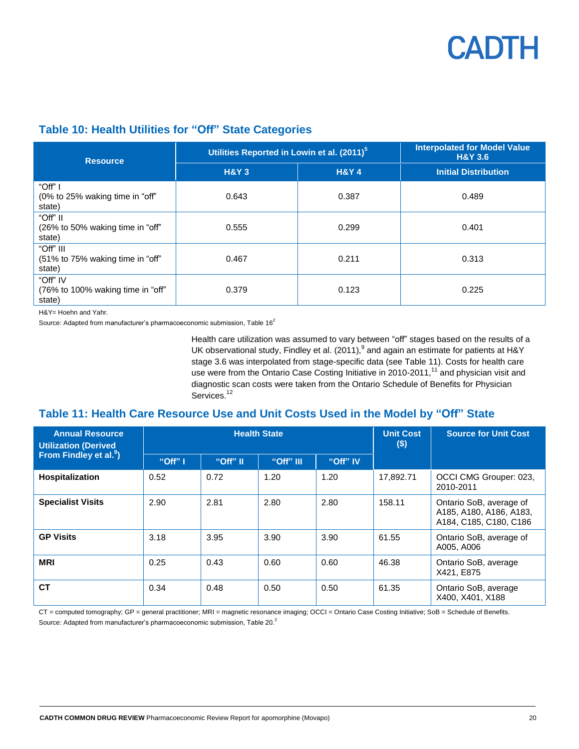## Table 10: Health Utilities for "Off" State Categories

| Resource | Utilities Reported in Lowin et al. (2011)[5] | | Interpolated for Model Value H&Y 3.6 |
|---|---|---|---|
| | H&Y 3 | H&Y 4 | Initial Distribution |
| "Off" I (0% to 25% waking time in "off" state) | 0.643 | 0.387 | 0.489 |
| "Off" II (26% to 50% waking time in "off" state) | 0.555 | 0.299 | 0.401 |
| "Off" III (51% to 75% waking time in "off" state) | 0.467 | 0.211 | 0.313 |
| "Off" IV (76% to 100% waking time in "off" state) | 0.379 | 0.123 | 0.225 |

H&Y= Hoehn and Yahr.

Source: Adapted from manufacturer's pharmacoeconomic submission, Table 16[2]

Health care utilization was assumed to vary between "off" stages based on the results of a UK observational study, Findley et al. (2011),[9] and again an estimate for patients at H&Y stage 3.6 was interpolated from stage-specific data (see Table 11). Costs for health care use were from the Ontario Case Costing Initiative in 2010-2011,[11] and physician visit and diagnostic scan costs were taken from the Ontario Schedule of Benefits for Physician Services.[12]

## Table 11: Health Care Resource Use and Unit Costs Used in the Model by "Off" State

| Annual Resource Utilization (Derived From Findley et al.[9]) | Health State | | | | Unit Cost ($) | Source for Unit Cost |
|---|---|---|---|---|---|---|
| | "Off" I | "Off" II | "Off" III | "Off" IV | | |
| **Hospitalization** | 0.52 | 0.72 | 1.20 | 1.20 | 17,892.71 | OCCI CMG Grouper: 023, 2010-2011 |
| **Specialist Visits** | 2.90 | 2.81 | 2.80 | 2.80 | 158.11 | Ontario SoB, average of A185, A180, A186, A183, A184, C185, C180, C186 |
| **GP Visits** | 3.18 | 3.95 | 3.90 | 3.90 | 61.55 | Ontario SoB, average of A005, A006 |
| **MRI** | 0.25 | 0.43 | 0.60 | 0.60 | 46.38 | Ontario SoB, average X421, E875 |
| **CT** | 0.34 | 0.48 | 0.50 | 0.50 | 61.35 | Ontario SoB, average X400, X401, X188 |

CT = computed tomography; GP = general practitioner; MRI = magnetic resonance imaging; OCCI = Ontario Case Costing Initiative; SoB = Schedule of Benefits.

Source: Adapted from manufacturer's pharmacoeconomic submission, Table 20.[2]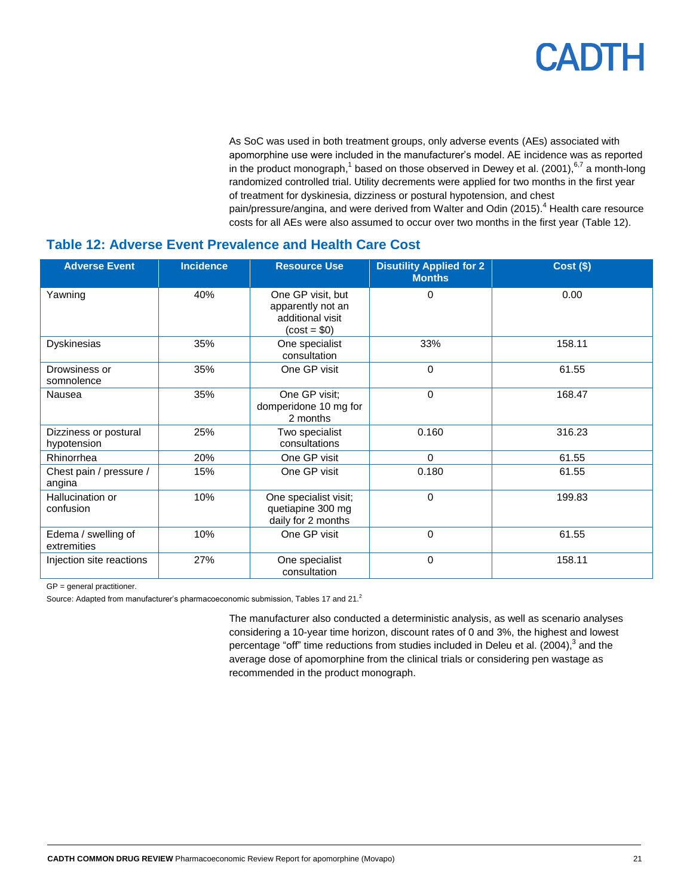As SoC was used in both treatment groups, only adverse events (AEs) associated with apomorphine use were included in the manufacturer's model. AE incidence was as reported in the product monograph,[1] based on those observed in Dewey et al. (2001),[6,7] a month-long randomized controlled trial. Utility decrements were applied for two months in the first year of treatment for dyskinesia, dizziness or postural hypotension, and chest pain/pressure/angina, and were derived from Walter and Odin (2015).[4] Health care resource costs for all AEs were also assumed to occur over two months in the first year (Table 12).

## Table 12: Adverse Event Prevalence and Health Care Cost

| Adverse Event | Incidence | Resource Use | Disutility Applied for 2 Months | Cost ($) |
|---|---|---|---|---|
| Yawning | 40% | One GP visit, but apparently not an additional visit (cost = $0) | 0 | 0.00 |
| Dyskinesias | 35% | One specialist consultation | 33% | 158.11 |
| Drowsiness or somnolence | 35% | One GP visit | 0 | 61.55 |
| Nausea | 35% | One GP visit; domperidone 10 mg for 2 months | 0 | 168.47 |
| Dizziness or postural hypotension | 25% | Two specialist consultations | 0.160 | 316.23 |
| Rhinorrhea | 20% | One GP visit | 0 | 61.55 |
| Chest pain / pressure / angina | 15% | One GP visit | 0.180 | 61.55 |
| Hallucination or confusion | 10% | One specialist visit; quetiapine 300 mg daily for 2 months | 0 | 199.83 |
| Edema / swelling of extremities | 10% | One GP visit | 0 | 61.55 |
| Injection site reactions | 27% | One specialist consultation | 0 | 158.11 |

GP = general practitioner.

Source: Adapted from manufacturer's pharmacoeconomic submission, Tables 17 and 21.[2]

The manufacturer also conducted a deterministic analysis, as well as scenario analyses considering a 10-year time horizon, discount rates of 0 and 3%, the highest and lowest percentage "off" time reductions from studies included in Deleu et al. (2004),[3] and the average dose of apomorphine from the clinical trials or considering pen wastage as recommended in the product monograph.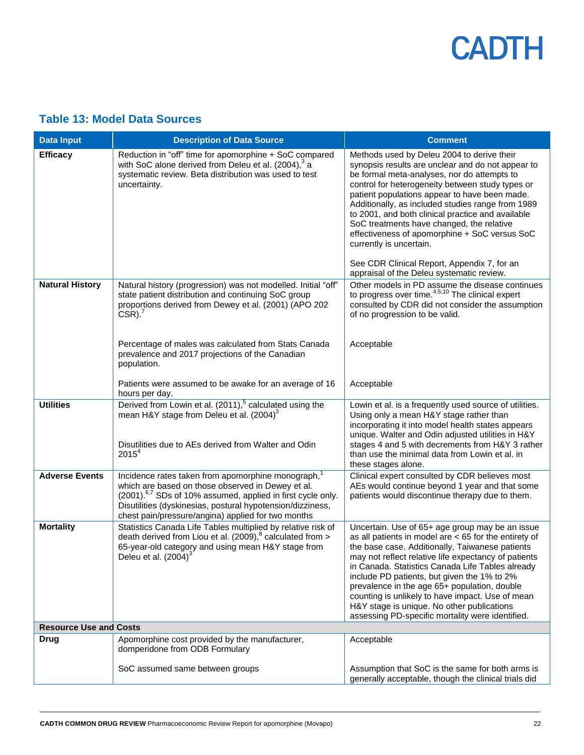## Table 13: Model Data Sources

| Data Input | Description of Data Source | Comment |
|---|---|---|
| **Efficacy** | Reduction in "off" time for apomorphine + SoC compared with SoC alone derived from Deleu et al. (2004),[3] a systematic review. Beta distribution was used to test uncertainty. | Methods used by Deleu 2004 to derive their synopsis results are unclear and do not appear to be formal meta-analyses, nor do attempts to control for heterogeneity between study types or patient populations appear to have been made. Additionally, as included studies range from 1989 to 2001, and both clinical practice and available SoC treatments have changed, the relative effectiveness of apomorphine + SoC versus SoC currently is uncertain.<br><br>See CDR Clinical Report, Appendix 7, for an appraisal of the Deleu systematic review. |
| **Natural History** | Natural history (progression) was not modelled. Initial "off" state patient distribution and continuing SoC group proportions derived from Dewey et al. (2001) (APO 202 CSR).[7] | Other models in PD assume the disease continues to progress over time.[4,5,10] The clinical expert consulted by CDR did not consider the assumption of no progression to be valid. |
| | Percentage of males was calculated from Stats Canada prevalence and 2017 projections of the Canadian population. | Acceptable |
| | Patients were assumed to be awake for an average of 16 hours per day. | Acceptable |
| **Utilities** | Derived from Lowin et al. (2011),[5] calculated using the mean H&Y stage from Deleu et al. (2004)[3]<br><br>Disutilities due to AEs derived from Walter and Odin 2015[4] | Lowin et al. is a frequently used source of utilities. Using only a mean H&Y stage rather than incorporating it into model health states appears unique. Walter and Odin adjusted utilities in H&Y stages 4 and 5 with decrements from H&Y 3 rather than use the minimal data from Lowin et al. in these stages alone. |
| **Adverse Events** | Incidence rates taken from apomorphine monograph,[1] which are based on those observed in Dewey et al. (2001).[6,7] SDs of 10% assumed, applied in first cycle only. Disutilities (dyskinesias, postural hypotension/dizziness, chest pain/pressure/angina) applied for two months | Clinical expert consulted by CDR believes most AEs would continue beyond 1 year and that some patients would discontinue therapy due to them. |
| **Mortality** | Statistics Canada Life Tables multiplied by relative risk of death derived from Liou et al. (2009),[8] calculated from > 65-year-old category and using mean H&Y stage from Deleu et al. (2004)[3] | Uncertain. Use of 65+ age group may be an issue as all patients in model are < 65 for the entirety of the base case. Additionally, Taiwanese patients may not reflect relative life expectancy of patients in Canada. Statistics Canada Life Tables already include PD patients, but given the 1% to 2% prevalence in the age 65+ population, double counting is unlikely to have impact. Use of mean H&Y stage is unique. No other publications assessing PD-specific mortality were identified. |
| **Resource Use and Costs** | | |
| **Drug** | Apomorphine cost provided by the manufacturer, domperidone from ODB Formulary | Acceptable |
| | SoC assumed same between groups | Assumption that SoC is the same for both arms is generally acceptable, though the clinical trials did |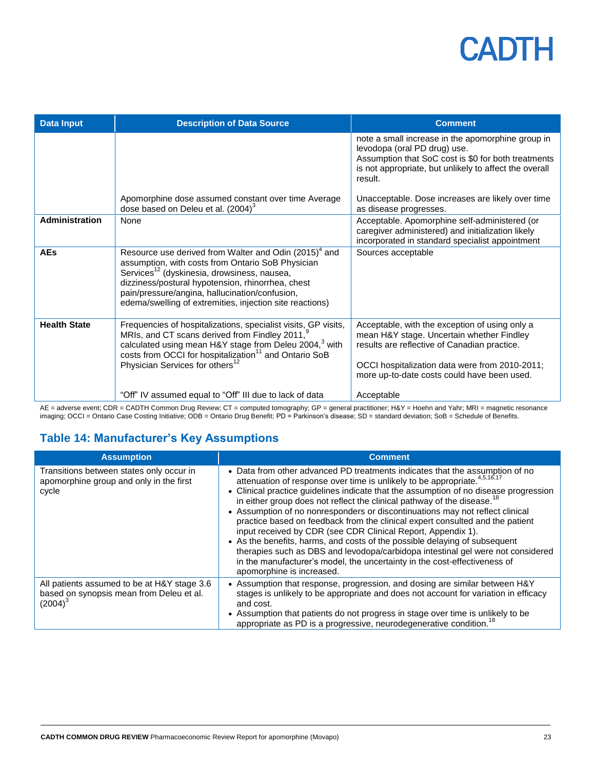| Data Input | Description of Data Source | Comment |
|---|---|---|
| | | note a small increase in the apomorphine group in levodopa (oral PD drug) use. Assumption that SoC cost is $0 for both treatments is not appropriate, but unlikely to affect the overall result. |
| | Apomorphine dose assumed constant over time Average dose based on Deleu et al. (2004)[3] | Unacceptable. Dose increases are likely over time as disease progresses. |
| **Administration** | None | Acceptable. Apomorphine self-administered (or caregiver administered) and initialization likely incorporated in standard specialist appointment |
| **AEs** | Resource use derived from Walter and Odin (2015)[4] and assumption, with costs from Ontario SoB Physician Services[12] (dyskinesia, drowsiness, nausea, dizziness/postural hypotension, rhinorrhea, chest pain/pressure/angina, hallucination/confusion, edema/swelling of extremities, injection site reactions) | Sources acceptable |
| **Health State** | Frequencies of hospitalizations, specialist visits, GP visits, MRIs, and CT scans derived from Findley 2011,[9] calculated using mean H&Y stage from Deleu 2004,[3] with costs from OCCI for hospitalization[11] and Ontario SoB Physician Services for others[12] | Acceptable, with the exception of using only a mean H&Y stage. Uncertain whether Findley results are reflective of Canadian practice. OCCI hospitalization data were from 2010-2011; more up-to-date costs could have been used. |
| | "Off" IV assumed equal to "Off" III due to lack of data | Acceptable |

AE = adverse event; CDR = CADTH Common Drug Review; CT = computed tomography; GP = general practitioner; H&Y = Hoehn and Yahr; MRI = magnetic resonance imaging; OCCI = Ontario Case Costing Initiative; ODB = Ontario Drug Benefit; PD = Parkinson's disease; SD = standard deviation; SoB = Schedule of Benefits.

## Table 14: Manufacturer's Key Assumptions

| Assumption | Comment |
|---|---|
| Transitions between states only occur in apomorphine group and only in the first cycle | • Data from other advanced PD treatments indicates that the assumption of no attenuation of response over time is unlikely to be appropriate.[4,5,16,17] • Clinical practice guidelines indicate that the assumption of no disease progression in either group does not reflect the clinical pathway of the disease.[18] • Assumption of no nonresponders or discontinuations may not reflect clinical practice based on feedback from the clinical expert consulted and the patient input received by CDR (see CDR Clinical Report, Appendix 1). • As the benefits, harms, and costs of the possible delaying of subsequent therapies such as DBS and levodopa/carbidopa intestinal gel were not considered in the manufacturer's model, the uncertainty in the cost-effectiveness of apomorphine is increased. |
| All patients assumed to be at H&Y stage 3.6 based on synopsis mean from Deleu et al. (2004)[3] | • Assumption that response, progression, and dosing are similar between H&Y stages is unlikely to be appropriate and does not account for variation in efficacy and cost. • Assumption that patients do not progress in stage over time is unlikely to be appropriate as PD is a progressive, neurodegenerative condition.[18] |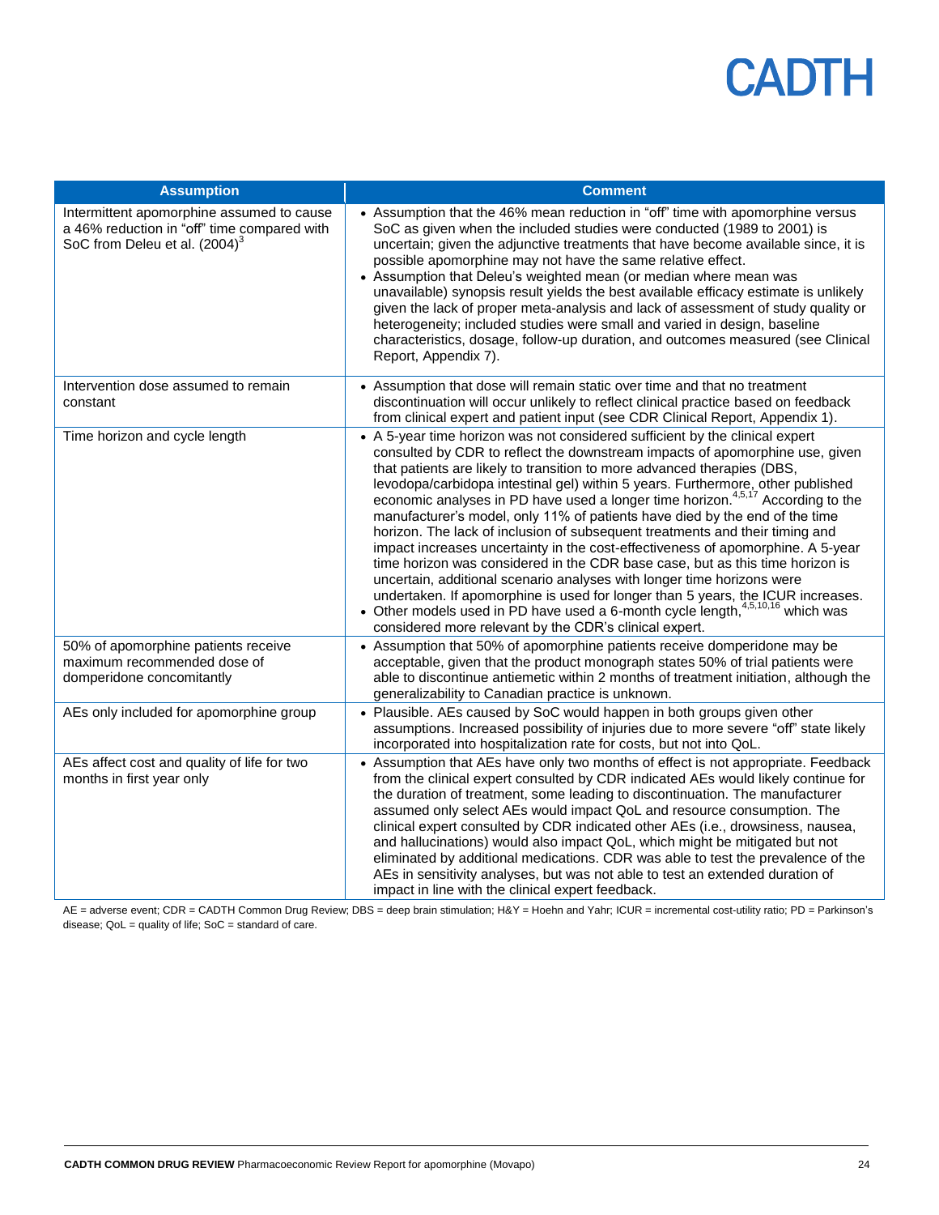| Assumption | Comment |
| --- | --- |
| Intermittent apomorphine assumed to cause a 46% reduction in "off" time compared with SoC from Deleu et al. (2004)[3] | • Assumption that the 46% mean reduction in "off" time with apomorphine versus SoC as given when the included studies were conducted (1989 to 2001) is uncertain; given the adjunctive treatments that have become available since, it is possible apomorphine may not have the same relative effect.<br>• Assumption that Deleu's weighted mean (or median where mean was unavailable) synopsis result yields the best available efficacy estimate is unlikely given the lack of proper meta-analysis and lack of assessment of study quality or heterogeneity; included studies were small and varied in design, baseline characteristics, dosage, follow-up duration, and outcomes measured (see Clinical Report, Appendix 7). |
| Intervention dose assumed to remain constant | • Assumption that dose will remain static over time and that no treatment discontinuation will occur unlikely to reflect clinical practice based on feedback from clinical expert and patient input (see CDR Clinical Report, Appendix 1). |
| Time horizon and cycle length | • A 5-year time horizon was not considered sufficient by the clinical expert consulted by CDR to reflect the downstream impacts of apomorphine use, given that patients are likely to transition to more advanced therapies (DBS, levodopa/carbidopa intestinal gel) within 5 years. Furthermore, other published economic analyses in PD have used a longer time horizon.[4,5,17] According to the manufacturer's model, only 11% of patients have died by the end of the time horizon. The lack of inclusion of subsequent treatments and their timing and impact increases uncertainty in the cost-effectiveness of apomorphine. A 5-year time horizon was considered in the CDR base case, but as this time horizon is uncertain, additional scenario analyses with longer time horizons were undertaken. If apomorphine is used for longer than 5 years, the ICUR increases.<br>• Other models used in PD have used a 6-month cycle length,[4,5,10,16] which was considered more relevant by the CDR's clinical expert. |
| 50% of apomorphine patients receive maximum recommended dose of domperidone concomitantly | • Assumption that 50% of apomorphine patients receive domperidone may be acceptable, given that the product monograph states 50% of trial patients were able to discontinue antiemetic within 2 months of treatment initiation, although the generalizability to Canadian practice is unknown. |
| AEs only included for apomorphine group | • Plausible. AEs caused by SoC would happen in both groups given other assumptions. Increased possibility of injuries due to more severe "off" state likely incorporated into hospitalization rate for costs, but not into QoL. |
| AEs affect cost and quality of life for two months in first year only | • Assumption that AEs have only two months of effect is not appropriate. Feedback from the clinical expert consulted by CDR indicated AEs would likely continue for the duration of treatment, some leading to discontinuation. The manufacturer assumed only select AEs would impact QoL and resource consumption. The clinical expert consulted by CDR indicated other AEs (i.e., drowsiness, nausea, and hallucinations) would also impact QoL, which might be mitigated but not eliminated by additional medications. CDR was able to test the prevalence of the AEs in sensitivity analyses, but was not able to test an extended duration of impact in line with the clinical expert feedback. |

AE = adverse event; CDR = CADTH Common Drug Review; DBS = deep brain stimulation; H&Y = Hoehn and Yahr; ICUR = incremental cost-utility ratio; PD = Parkinson's disease; QoL = quality of life; SoC = standard of care.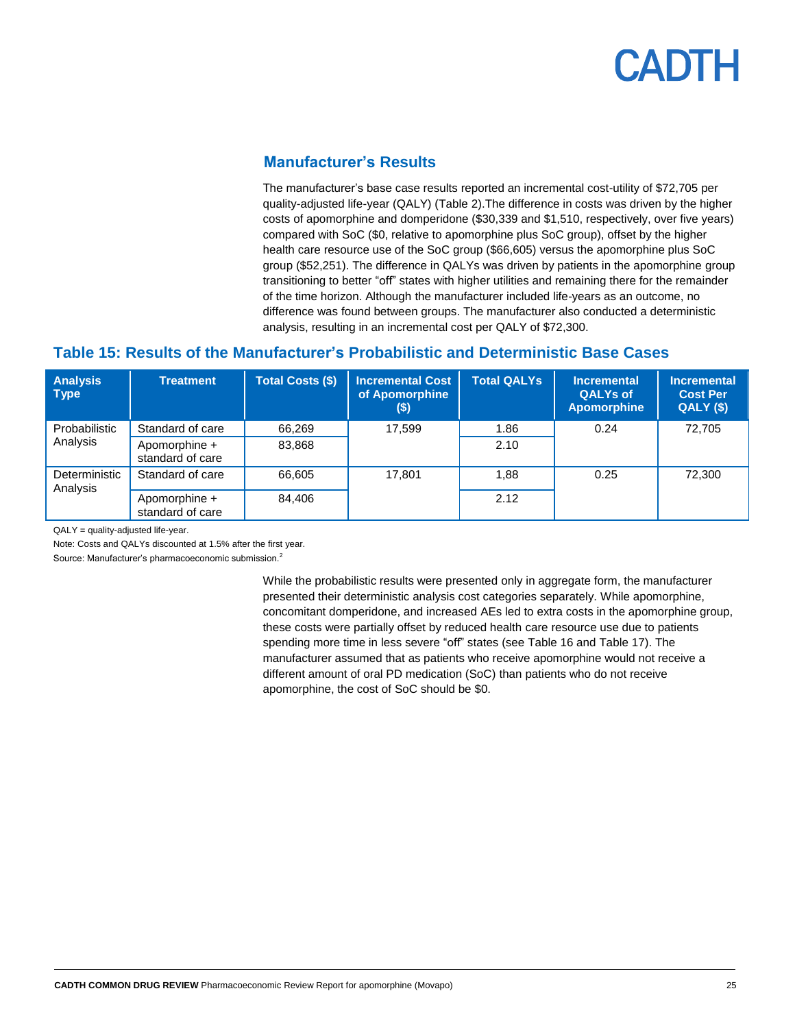## Manufacturer's Results

The manufacturer's base case results reported an incremental cost-utility of $72,705 per quality-adjusted life-year (QALY) (Table 2).The difference in costs was driven by the higher costs of apomorphine and domperidone ($30,339 and $1,510, respectively, over five years) compared with SoC ($0, relative to apomorphine plus SoC group), offset by the higher health care resource use of the SoC group ($66,605) versus the apomorphine plus SoC group ($52,251). The difference in QALYs was driven by patients in the apomorphine group transitioning to better "off" states with higher utilities and remaining there for the remainder of the time horizon. Although the manufacturer included life-years as an outcome, no difference was found between groups. The manufacturer also conducted a deterministic analysis, resulting in an incremental cost per QALY of $72,300.

### Table 15: Results of the Manufacturer's Probabilistic and Deterministic Base Cases

| Analysis Type | Treatment | Total Costs ($) | Incremental Cost of Apomorphine ($) | Total QALYs | Incremental QALYs of Apomorphine | Incremental Cost Per QALY ($) |
|---|---|---|---|---|---|---|
| Probabilistic Analysis | Standard of care | 66,269 | 17,599 | 1.86 | 0.24 | 72,705 |
| | Apomorphine + standard of care | 83,868 | | 2.10 | | |
| Deterministic Analysis | Standard of care | 66,605 | 17,801 | 1,88 | 0.25 | 72,300 |
| | Apomorphine + standard of care | 84,406 | | 2.12 | | |

QALY = quality-adjusted life-year.

Note: Costs and QALYs discounted at 1.5% after the first year.

Source: Manufacturer's pharmacoeconomic submission.[2]

While the probabilistic results were presented only in aggregate form, the manufacturer presented their deterministic analysis cost categories separately. While apomorphine, concomitant domperidone, and increased AEs led to extra costs in the apomorphine group, these costs were partially offset by reduced health care resource use due to patients spending more time in less severe "off" states (see Table 16 and Table 17). The manufacturer assumed that as patients who receive apomorphine would not receive a different amount of oral PD medication (SoC) than patients who do not receive apomorphine, the cost of SoC should be $0.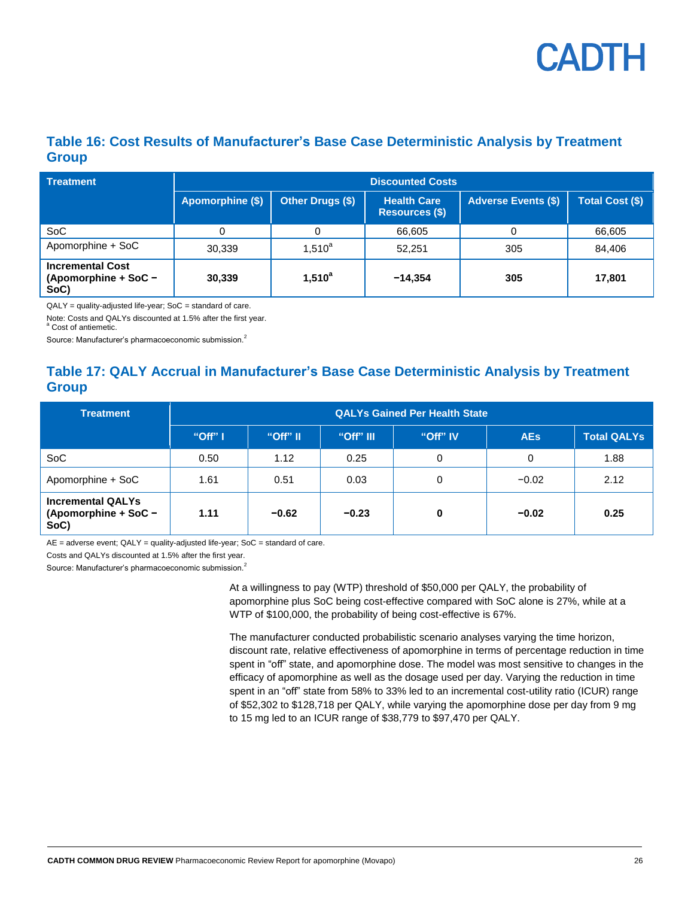## Table 16: Cost Results of Manufacturer's Base Case Deterministic Analysis by Treatment Group

| Treatment | Discounted Costs | | | | |
|---|---|---|---|---|---|
| | Apomorphine ($) | Other Drugs ($) | Health Care Resources ($) | Adverse Events ($) | Total Cost ($) |
| SoC | 0 | 0 | 66,605 | 0 | 66,605 |
| Apomorphine + SoC | 30,339 | 1,510[a] | 52,251 | 305 | 84,406 |
| **Incremental Cost (Apomorphine + SoC − SoC)** | **30,339** | **1,510[a]** | **−14,354** | **305** | **17,801** |

QALY = quality-adjusted life-year; SoC = standard of care.

Note: Costs and QALYs discounted at 1.5% after the first year.
[a] Cost of antiemetic.

Source: Manufacturer's pharmacoeconomic submission.[2]

## Table 17: QALY Accrual in Manufacturer's Base Case Deterministic Analysis by Treatment Group

| Treatment | QALYs Gained Per Health State | | | | | |
|---|---|---|---|---|---|---|
| | "Off" I | "Off" II | "Off" III | "Off" IV | AEs | Total QALYs |
| SoC | 0.50 | 1.12 | 0.25 | 0 | 0 | 1.88 |
| Apomorphine + SoC | 1.61 | 0.51 | 0.03 | 0 | −0.02 | 2.12 |
| **Incremental QALYs (Apomorphine + SoC − SoC)** | **1.11** | **−0.62** | **−0.23** | **0** | **−0.02** | **0.25** |

AE = adverse event; QALY = quality-adjusted life-year; SoC = standard of care.

Costs and QALYs discounted at 1.5% after the first year.

Source: Manufacturer's pharmacoeconomic submission.[2]

At a willingness to pay (WTP) threshold of $50,000 per QALY, the probability of apomorphine plus SoC being cost-effective compared with SoC alone is 27%, while at a WTP of $100,000, the probability of being cost-effective is 67%.

The manufacturer conducted probabilistic scenario analyses varying the time horizon, discount rate, relative effectiveness of apomorphine in terms of percentage reduction in time spent in "off" state, and apomorphine dose. The model was most sensitive to changes in the efficacy of apomorphine as well as the dosage used per day. Varying the reduction in time spent in an "off" state from 58% to 33% led to an incremental cost-utility ratio (ICUR) range of $52,302 to $128,718 per QALY, while varying the apomorphine dose per day from 9 mg to 15 mg led to an ICUR range of $38,779 to $97,470 per QALY.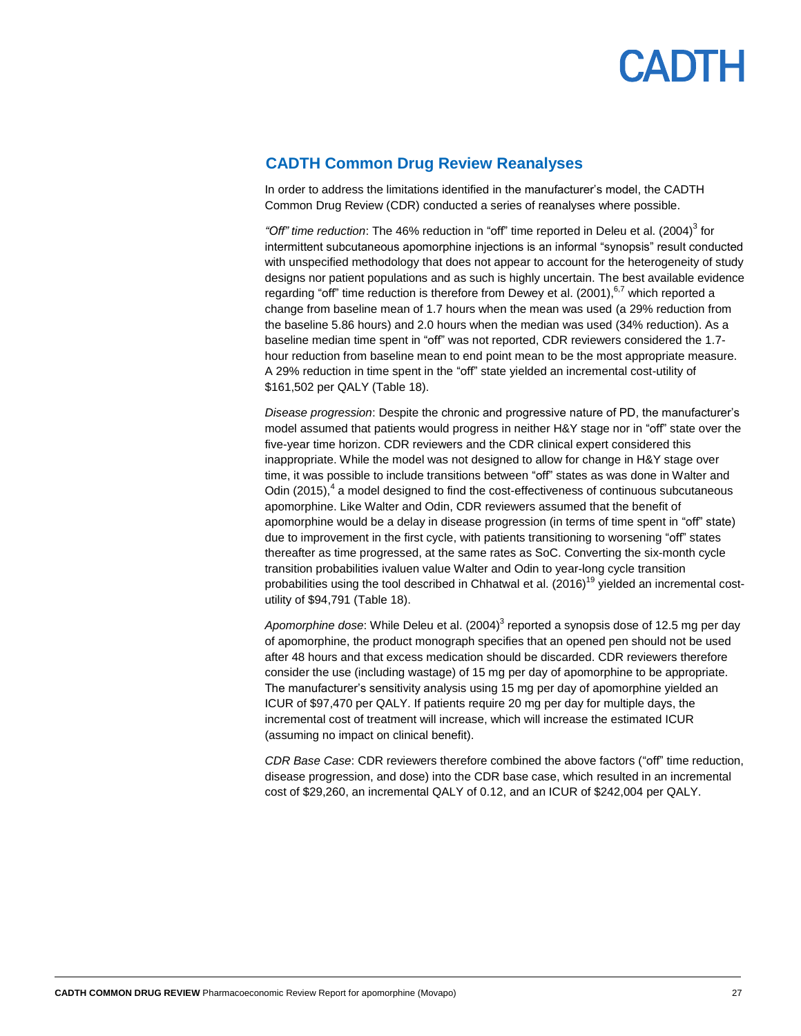## CADTH Common Drug Review Reanalyses

In order to address the limitations identified in the manufacturer's model, the CADTH Common Drug Review (CDR) conducted a series of reanalyses where possible.

*"Off" time reduction*: The 46% reduction in "off" time reported in Deleu et al. (2004)[3] for intermittent subcutaneous apomorphine injections is an informal "synopsis" result conducted with unspecified methodology that does not appear to account for the heterogeneity of study designs nor patient populations and as such is highly uncertain. The best available evidence regarding "off" time reduction is therefore from Dewey et al. (2001),[6,7] which reported a change from baseline mean of 1.7 hours when the mean was used (a 29% reduction from the baseline 5.86 hours) and 2.0 hours when the median was used (34% reduction). As a baseline median time spent in "off" was not reported, CDR reviewers considered the 1.7-hour reduction from baseline mean to end point mean to be the most appropriate measure. A 29% reduction in time spent in the "off" state yielded an incremental cost-utility of $161,502 per QALY (Table 18).

*Disease progression*: Despite the chronic and progressive nature of PD, the manufacturer's model assumed that patients would progress in neither H&Y stage nor in "off" state over the five-year time horizon. CDR reviewers and the CDR clinical expert considered this inappropriate. While the model was not designed to allow for change in H&Y stage over time, it was possible to include transitions between "off" states as was done in Walter and Odin (2015),[4] a model designed to find the cost-effectiveness of continuous subcutaneous apomorphine. Like Walter and Odin, CDR reviewers assumed that the benefit of apomorphine would be a delay in disease progression (in terms of time spent in "off" state) due to improvement in the first cycle, with patients transitioning to worsening "off" states thereafter as time progressed, at the same rates as SoC. Converting the six-month cycle transition probabilities ivaluen value Walter and Odin to year-long cycle transition probabilities using the tool described in Chhatwal et al. (2016)[19] yielded an incremental cost-utility of $94,791 (Table 18).

*Apomorphine dose*: While Deleu et al. (2004)[3] reported a synopsis dose of 12.5 mg per day of apomorphine, the product monograph specifies that an opened pen should not be used after 48 hours and that excess medication should be discarded. CDR reviewers therefore consider the use (including wastage) of 15 mg per day of apomorphine to be appropriate. The manufacturer's sensitivity analysis using 15 mg per day of apomorphine yielded an ICUR of $97,470 per QALY. If patients require 20 mg per day for multiple days, the incremental cost of treatment will increase, which will increase the estimated ICUR (assuming no impact on clinical benefit).

*CDR Base Case*: CDR reviewers therefore combined the above factors ("off" time reduction, disease progression, and dose) into the CDR base case, which resulted in an incremental cost of $29,260, an incremental QALY of 0.12, and an ICUR of $242,004 per QALY.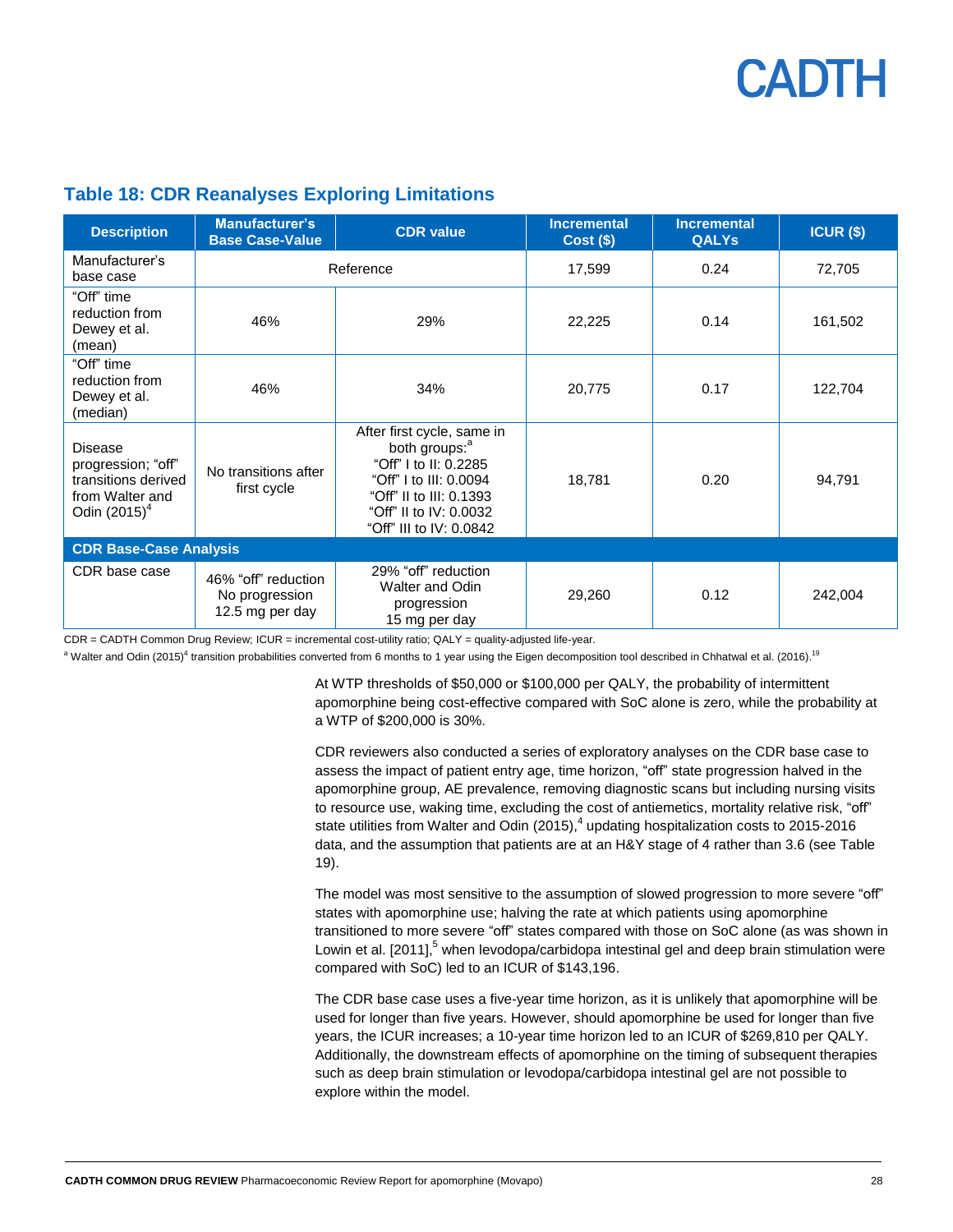## Table 18: CDR Reanalyses Exploring Limitations

| Description | Manufacturer's Base Case-Value | CDR value | Incremental Cost ($) | Incremental QALYs | ICUR ($) |
|---|---|---|---|---|---|
| Manufacturer's base case | Reference | | 17,599 | 0.24 | 72,705 |
| "Off" time reduction from Dewey et al. (mean) | 46% | 29% | 22,225 | 0.14 | 161,502 |
| "Off" time reduction from Dewey et al. (median) | 46% | 34% | 20,775 | 0.17 | 122,704 |
| Disease progression; "off" transitions derived from Walter and Odin (2015)[4] | No transitions after first cycle | After first cycle, same in both groups:[a] "Off" I to II: 0.2285 "Off" I to III: 0.0094 "Off" II to III: 0.1393 "Off" II to IV: 0.0032 "Off" III to IV: 0.0842 | 18,781 | 0.20 | 94,791 |
| **CDR Base-Case Analysis** | | | | | |
| CDR base case | 46% "off" reduction No progression 12.5 mg per day | 29% "off" reduction Walter and Odin progression 15 mg per day | 29,260 | 0.12 | 242,004 |

CDR = CADTH Common Drug Review; ICUR = incremental cost-utility ratio; QALY = quality-adjusted life-year.

[a] Walter and Odin (2015)[4] transition probabilities converted from 6 months to 1 year using the Eigen decomposition tool described in Chhatwal et al. (2016).[19]

At WTP thresholds of $50,000 or $100,000 per QALY, the probability of intermittent apomorphine being cost-effective compared with SoC alone is zero, while the probability at a WTP of $200,000 is 30%.

CDR reviewers also conducted a series of exploratory analyses on the CDR base case to assess the impact of patient entry age, time horizon, "off" state progression halved in the apomorphine group, AE prevalence, removing diagnostic scans but including nursing visits to resource use, waking time, excluding the cost of antiemetics, mortality relative risk, "off" state utilities from Walter and Odin (2015),[4] updating hospitalization costs to 2015-2016 data, and the assumption that patients are at an H&Y stage of 4 rather than 3.6 (see Table 19).

The model was most sensitive to the assumption of slowed progression to more severe "off" states with apomorphine use; halving the rate at which patients using apomorphine transitioned to more severe "off" states compared with those on SoC alone (as was shown in Lowin et al. [2011],[5] when levodopa/carbidopa intestinal gel and deep brain stimulation were compared with SoC) led to an ICUR of $143,196.

The CDR base case uses a five-year time horizon, as it is unlikely that apomorphine will be used for longer than five years. However, should apomorphine be used for longer than five years, the ICUR increases; a 10-year time horizon led to an ICUR of $269,810 per QALY. Additionally, the downstream effects of apomorphine on the timing of subsequent therapies such as deep brain stimulation or levodopa/carbidopa intestinal gel are not possible to explore within the model.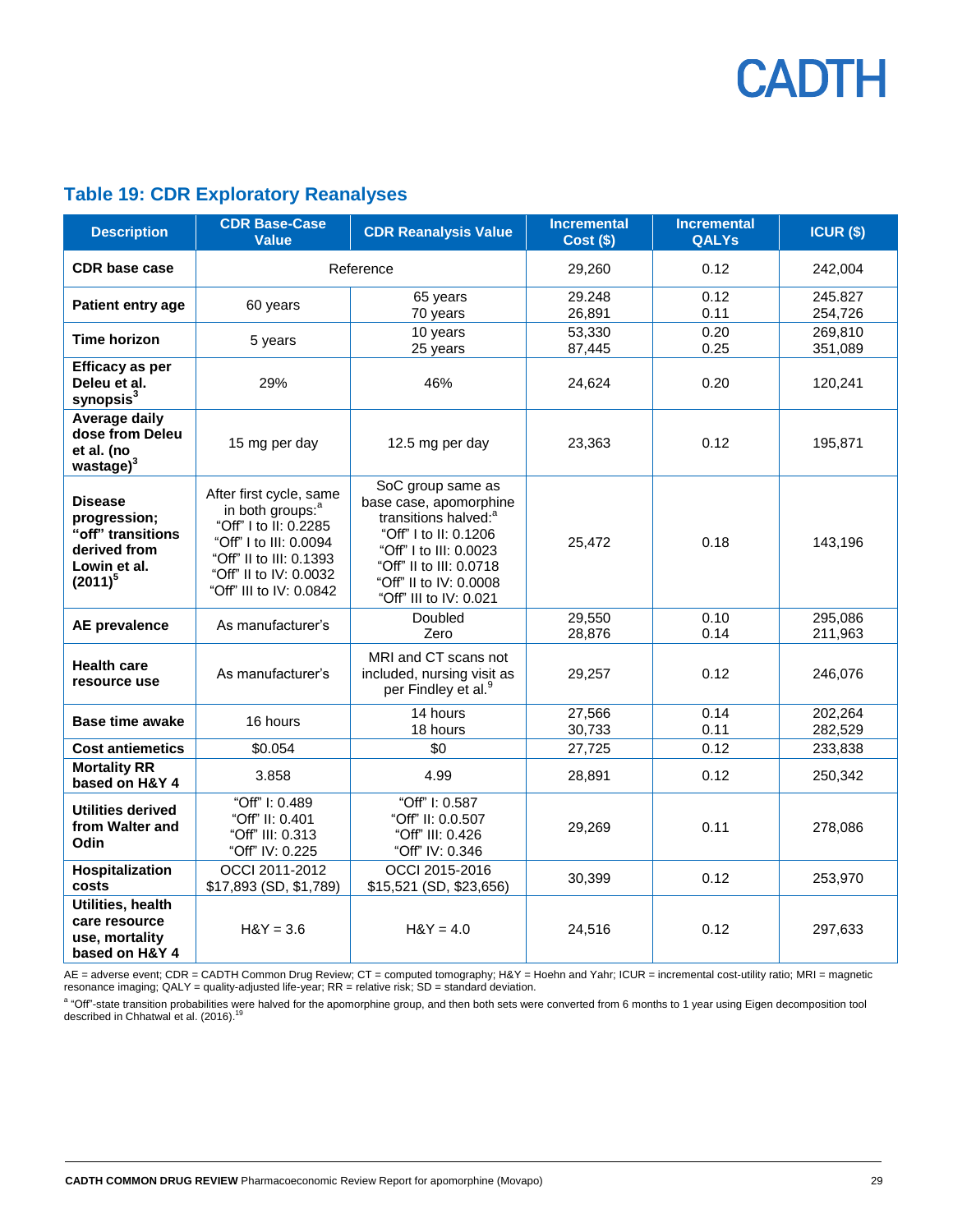## Table 19: CDR Exploratory Reanalyses

| Description | CDR Base-Case Value | CDR Reanalysis Value | Incremental Cost ($) | Incremental QALYs | ICUR ($) |
|---|---|---|---|---|---|
| **CDR base case** | Reference | | 29,260 | 0.12 | 242,004 |
| **Patient entry age** | 60 years | 65 years<br>70 years | 29.248<br>26,891 | 0.12<br>0.11 | 245.827<br>254,726 |
| **Time horizon** | 5 years | 10 years<br>25 years | 53,330<br>87,445 | 0.20<br>0.25 | 269,810<br>351,089 |
| **Efficacy as per Deleu et al. synopsis**[3] | 29% | 46% | 24,624 | 0.20 | 120,241 |
| **Average daily dose from Deleu et al. (no wastage)**[3] | 15 mg per day | 12.5 mg per day | 23,363 | 0.12 | 195,871 |
| **Disease progression; "off" transitions derived from Lowin et al. (2011)**[5] | After first cycle, same in both groups:[a]<br>"Off" I to II: 0.2285<br>"Off" I to III: 0.0094<br>"Off" II to III: 0.1393<br>"Off" II to IV: 0.0032<br>"Off" III to IV: 0.0842 | SoC group same as base case, apomorphine transitions halved:[a]<br>"Off" I to II: 0.1206<br>"Off" I to III: 0.0023<br>"Off" II to III: 0.0718<br>"Off" II to IV: 0.0008<br>"Off" III to IV: 0.021 | 25,472 | 0.18 | 143,196 |
| **AE prevalence** | As manufacturer's | Doubled<br>Zero | 29,550<br>28,876 | 0.10<br>0.14 | 295,086<br>211,963 |
| **Health care resource use** | As manufacturer's | MRI and CT scans not included, nursing visit as per Findley et al.[9] | 29,257 | 0.12 | 246,076 |
| **Base time awake** | 16 hours | 14 hours<br>18 hours | 27,566<br>30,733 | 0.14<br>0.11 | 202,264<br>282,529 |
| **Cost antiemetics** | $0.054 | $0 | 27,725 | 0.12 | 233,838 |
| **Mortality RR based on H&Y 4** | 3.858 | 4.99 | 28,891 | 0.12 | 250,342 |
| **Utilities derived from Walter and Odin** | "Off" I: 0.489<br>"Off" II: 0.401<br>"Off" III: 0.313<br>"Off" IV: 0.225 | "Off" I: 0.587<br>"Off" II: 0.0.507<br>"Off" III: 0.426<br>"Off" IV: 0.346 | 29,269 | 0.11 | 278,086 |
| **Hospitalization costs** | OCCI 2011-2012<br>$17,893 (SD, $1,789) | OCCI 2015-2016<br>$15,521 (SD, $23,656) | 30,399 | 0.12 | 253,970 |
| **Utilities, health care resource use, mortality based on H&Y 4** | H&Y = 3.6 | H&Y = 4.0 | 24,516 | 0.12 | 297,633 |

AE = adverse event; CDR = CADTH Common Drug Review; CT = computed tomography; H&Y = Hoehn and Yahr; ICUR = incremental cost-utility ratio; MRI = magnetic resonance imaging; QALY = quality-adjusted life-year; RR = relative risk; SD = standard deviation.

[a] "Off"-state transition probabilities were halved for the apomorphine group, and then both sets were converted from 6 months to 1 year using Eigen decomposition tool described in Chhatwal et al. (2016).[19]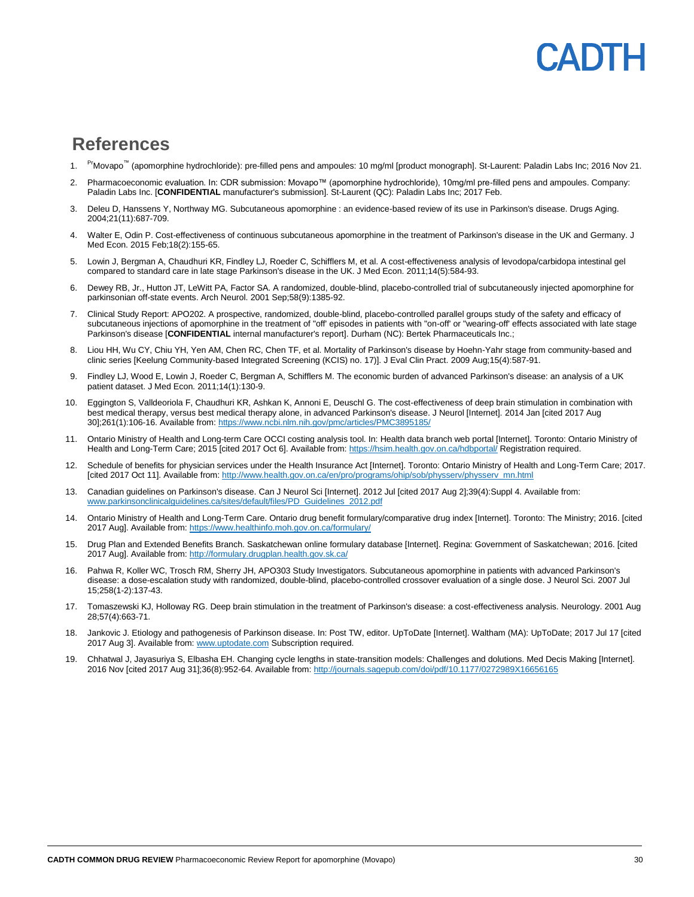## References

1. PrMovapo™ (apomorphine hydrochloride): pre-filled pens and ampoules: 10 mg/ml [product monograph]. St-Laurent: Paladin Labs Inc; 2016 Nov 21.
2. Pharmacoeconomic evaluation. In: CDR submission: Movapo™ (apomorphine hydrochloride), 10mg/ml pre-filled pens and ampoules. Company: Paladin Labs Inc. [**CONFIDENTIAL** manufacturer's submission]. St-Laurent (QC): Paladin Labs Inc; 2017 Feb.
3. Deleu D, Hanssens Y, Northway MG. Subcutaneous apomorphine : an evidence-based review of its use in Parkinson's disease. Drugs Aging. 2004;21(11):687-709.
4. Walter E, Odin P. Cost-effectiveness of continuous subcutaneous apomorphine in the treatment of Parkinson's disease in the UK and Germany. J Med Econ. 2015 Feb;18(2):155-65.
5. Lowin J, Bergman A, Chaudhuri KR, Findley LJ, Roeder C, Schifflers M, et al. A cost-effectiveness analysis of levodopa/carbidopa intestinal gel compared to standard care in late stage Parkinson's disease in the UK. J Med Econ. 2011;14(5):584-93.
6. Dewey RB, Jr., Hutton JT, LeWitt PA, Factor SA. A randomized, double-blind, placebo-controlled trial of subcutaneously injected apomorphine for parkinsonian off-state events. Arch Neurol. 2001 Sep;58(9):1385-92.
7. Clinical Study Report: APO202. A prospective, randomized, double-blind, placebo-controlled parallel groups study of the safety and efficacy of subcutaneous injections of apomorphine in the treatment of "off' episodes in patients with "on-off' or "wearing-off' effects associated with late stage Parkinson's disease [**CONFIDENTIAL** internal manufacturer's report]. Durham (NC): Bertek Pharmaceuticals Inc.;
8. Liou HH, Wu CY, Chiu YH, Yen AM, Chen RC, Chen TF, et al. Mortality of Parkinson's disease by Hoehn-Yahr stage from community-based and clinic series [Keelung Community-based Integrated Screening (KCIS) no. 17)]. J Eval Clin Pract. 2009 Aug;15(4):587-91.
9. Findley LJ, Wood E, Lowin J, Roeder C, Bergman A, Schifflers M. The economic burden of advanced Parkinson's disease: an analysis of a UK patient dataset. J Med Econ. 2011;14(1):130-9.
10. Eggington S, Valldeoriola F, Chaudhuri KR, Ashkan K, Annoni E, Deuschl G. The cost-effectiveness of deep brain stimulation in combination with best medical therapy, versus best medical therapy alone, in advanced Parkinson's disease. J Neurol [Internet]. 2014 Jan [cited 2017 Aug 30];261(1):106-16. Available from: https://www.ncbi.nlm.nih.gov/pmc/articles/PMC3895185/
11. Ontario Ministry of Health and Long-term Care OCCI costing analysis tool. In: Health data branch web portal [Internet]. Toronto: Ontario Ministry of Health and Long-Term Care; 2015 [cited 2017 Oct 6]. Available from: https://hsim.health.gov.on.ca/hdbportal/ Registration required.
12. Schedule of benefits for physician services under the Health Insurance Act [Internet]. Toronto: Ontario Ministry of Health and Long-Term Care; 2017. [cited 2017 Oct 11]. Available from: http://www.health.gov.on.ca/en/pro/programs/ohip/sob/physserv/physserv_mn.html
13. Canadian guidelines on Parkinson's disease. Can J Neurol Sci [Internet]. 2012 Jul [cited 2017 Aug 2];39(4):Suppl 4. Available from: www.parkinsonclinicalguidelines.ca/sites/default/files/PD_Guidelines_2012.pdf
14. Ontario Ministry of Health and Long-Term Care. Ontario drug benefit formulary/comparative drug index [Internet]. Toronto: The Ministry; 2016. [cited 2017 Aug]. Available from: https://www.healthinfo.moh.gov.on.ca/formulary/
15. Drug Plan and Extended Benefits Branch. Saskatchewan online formulary database [Internet]. Regina: Government of Saskatchewan; 2016. [cited 2017 Aug]. Available from: http://formulary.drugplan.health.gov.sk.ca/
16. Pahwa R, Koller WC, Trosch RM, Sherry JH, APO303 Study Investigators. Subcutaneous apomorphine in patients with advanced Parkinson's disease: a dose-escalation study with randomized, double-blind, placebo-controlled crossover evaluation of a single dose. J Neurol Sci. 2007 Jul 15;258(1-2):137-43.
17. Tomaszewski KJ, Holloway RG. Deep brain stimulation in the treatment of Parkinson's disease: a cost-effectiveness analysis. Neurology. 2001 Aug 28;57(4):663-71.
18. Jankovic J. Etiology and pathogenesis of Parkinson disease. In: Post TW, editor. UpToDate [Internet]. Waltham (MA): UpToDate; 2017 Jul 17 [cited 2017 Aug 3]. Available from: www.uptodate.com Subscription required.
19. Chhatwal J, Jayasuriya S, Elbasha EH. Changing cycle lengths in state-transition models: Challenges and dolutions. Med Decis Making [Internet]. 2016 Nov [cited 2017 Aug 31];36(8):952-64. Available from: http://journals.sagepub.com/doi/pdf/10.1177/0272989X16656165